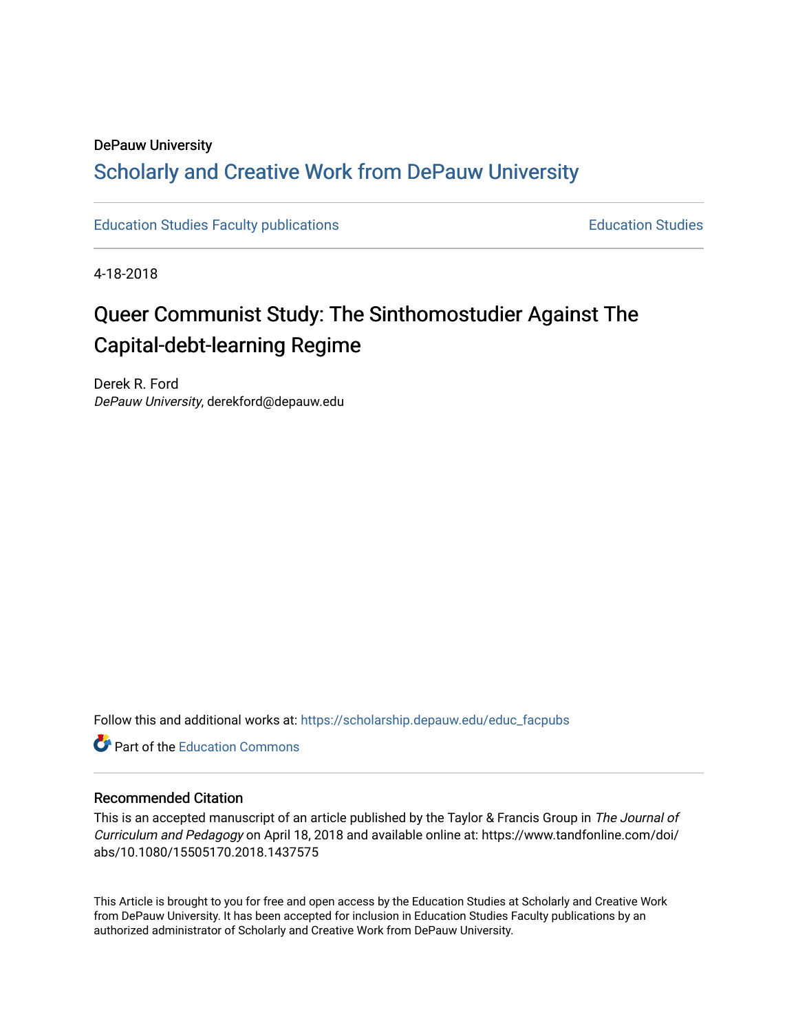DePauw University

# Scholarly and Creative Work from DePauw University

Education Studies Faculty publications | Education Studies

4-18-2018

# Queer Communist Study: The Sinthomostudier Against The Capital-debt-learning Regime

Derek R. Ford
*DePauw University*, derekford@depauw.edu

Follow this and additional works at: https://scholarship.depauw.edu/educ_facpubs

Part of the Education Commons

## Recommended Citation

This is an accepted manuscript of an article published by the Taylor & Francis Group in *The Journal of Curriculum and Pedagogy* on April 18, 2018 and available online at: https://www.tandfonline.com/doi/abs/10.1080/15505170.2018.1437575

This Article is brought to you for free and open access by the Education Studies at Scholarly and Creative Work from DePauw University. It has been accepted for inclusion in Education Studies Faculty publications by an authorized administrator of Scholarly and Creative Work from DePauw University.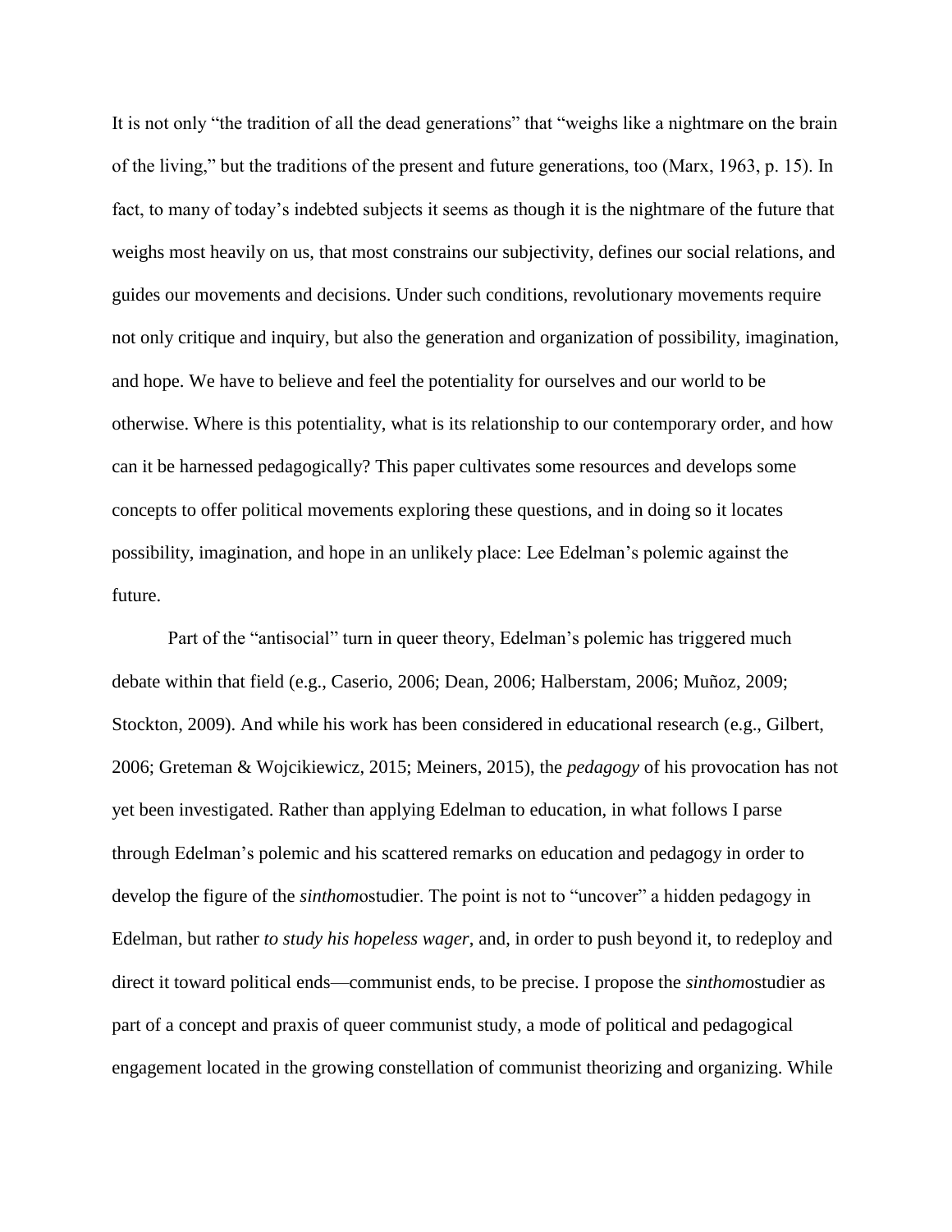It is not only "the tradition of all the dead generations" that "weighs like a nightmare on the brain of the living," but the traditions of the present and future generations, too (Marx, 1963, p. 15). In fact, to many of today's indebted subjects it seems as though it is the nightmare of the future that weighs most heavily on us, that most constrains our subjectivity, defines our social relations, and guides our movements and decisions. Under such conditions, revolutionary movements require not only critique and inquiry, but also the generation and organization of possibility, imagination, and hope. We have to believe and feel the potentiality for ourselves and our world to be otherwise. Where is this potentiality, what is its relationship to our contemporary order, and how can it be harnessed pedagogically? This paper cultivates some resources and develops some concepts to offer political movements exploring these questions, and in doing so it locates possibility, imagination, and hope in an unlikely place: Lee Edelman's polemic against the future.

Part of the "antisocial" turn in queer theory, Edelman's polemic has triggered much debate within that field (e.g., Caserio, 2006; Dean, 2006; Halberstam, 2006; Muñoz, 2009; Stockton, 2009). And while his work has been considered in educational research (e.g., Gilbert, 2006; Greteman & Wojcikiewicz, 2015; Meiners, 2015), the *pedagogy* of his provocation has not yet been investigated. Rather than applying Edelman to education, in what follows I parse through Edelman's polemic and his scattered remarks on education and pedagogy in order to develop the figure of the *sinthom*ostudier. The point is not to "uncover" a hidden pedagogy in Edelman, but rather *to study his hopeless wager*, and, in order to push beyond it, to redeploy and direct it toward political ends—communist ends, to be precise. I propose the *sinthom*ostudier as part of a concept and praxis of queer communist study, a mode of political and pedagogical engagement located in the growing constellation of communist theorizing and organizing. While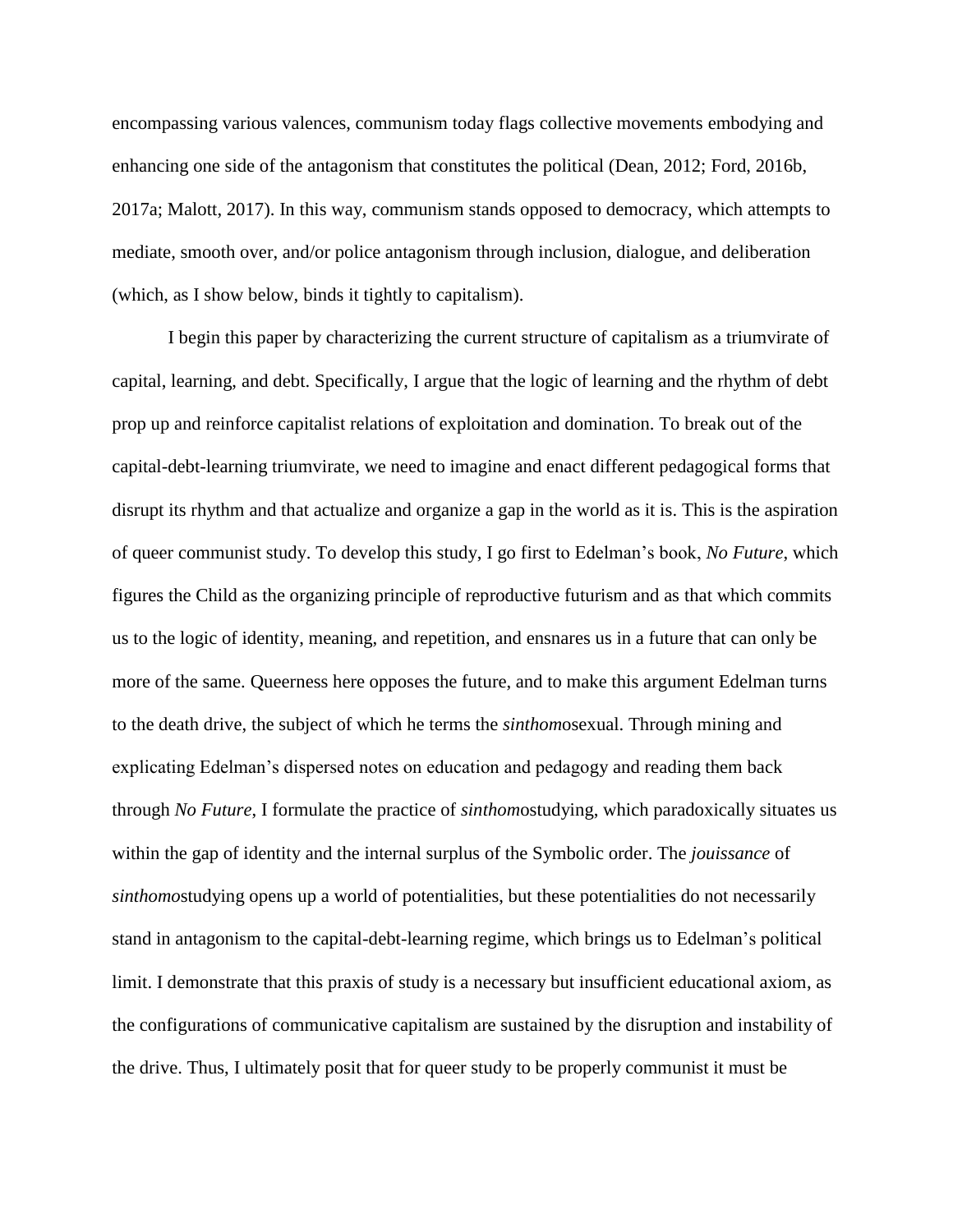encompassing various valences, communism today flags collective movements embodying and enhancing one side of the antagonism that constitutes the political (Dean, 2012; Ford, 2016b, 2017a; Malott, 2017). In this way, communism stands opposed to democracy, which attempts to mediate, smooth over, and/or police antagonism through inclusion, dialogue, and deliberation (which, as I show below, binds it tightly to capitalism).

I begin this paper by characterizing the current structure of capitalism as a triumvirate of capital, learning, and debt. Specifically, I argue that the logic of learning and the rhythm of debt prop up and reinforce capitalist relations of exploitation and domination. To break out of the capital-debt-learning triumvirate, we need to imagine and enact different pedagogical forms that disrupt its rhythm and that actualize and organize a gap in the world as it is. This is the aspiration of queer communist study. To develop this study, I go first to Edelman's book, *No Future*, which figures the Child as the organizing principle of reproductive futurism and as that which commits us to the logic of identity, meaning, and repetition, and ensnares us in a future that can only be more of the same. Queerness here opposes the future, and to make this argument Edelman turns to the death drive, the subject of which he terms the *sinthom*osexual. Through mining and explicating Edelman's dispersed notes on education and pedagogy and reading them back through *No Future*, I formulate the practice of *sinthom*ostudying, which paradoxically situates us within the gap of identity and the internal surplus of the Symbolic order. The *jouissance* of *sinthomo*studying opens up a world of potentialities, but these potentialities do not necessarily stand in antagonism to the capital-debt-learning regime, which brings us to Edelman's political limit. I demonstrate that this praxis of study is a necessary but insufficient educational axiom, as the configurations of communicative capitalism are sustained by the disruption and instability of the drive. Thus, I ultimately posit that for queer study to be properly communist it must be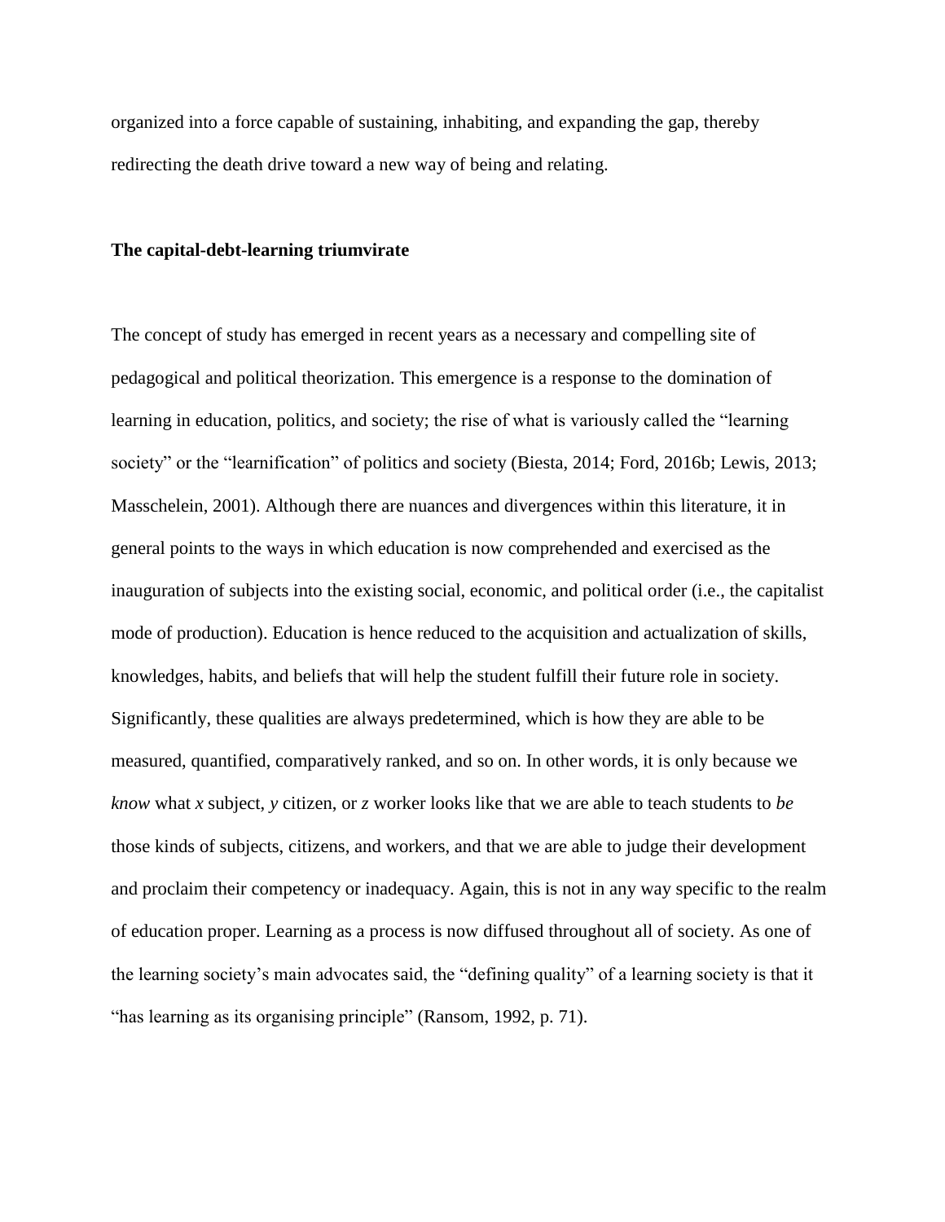organized into a force capable of sustaining, inhabiting, and expanding the gap, thereby redirecting the death drive toward a new way of being and relating.

## The capital-debt-learning triumvirate

The concept of study has emerged in recent years as a necessary and compelling site of pedagogical and political theorization. This emergence is a response to the domination of learning in education, politics, and society; the rise of what is variously called the "learning society" or the "learnification" of politics and society (Biesta, 2014; Ford, 2016b; Lewis, 2013; Masschelein, 2001). Although there are nuances and divergences within this literature, it in general points to the ways in which education is now comprehended and exercised as the inauguration of subjects into the existing social, economic, and political order (i.e., the capitalist mode of production). Education is hence reduced to the acquisition and actualization of skills, knowledges, habits, and beliefs that will help the student fulfill their future role in society. Significantly, these qualities are always predetermined, which is how they are able to be measured, quantified, comparatively ranked, and so on. In other words, it is only because we *know* what *x* subject, *y* citizen, or *z* worker looks like that we are able to teach students to *be* those kinds of subjects, citizens, and workers, and that we are able to judge their development and proclaim their competency or inadequacy. Again, this is not in any way specific to the realm of education proper. Learning as a process is now diffused throughout all of society. As one of the learning society's main advocates said, the "defining quality" of a learning society is that it "has learning as its organising principle" (Ransom, 1992, p. 71).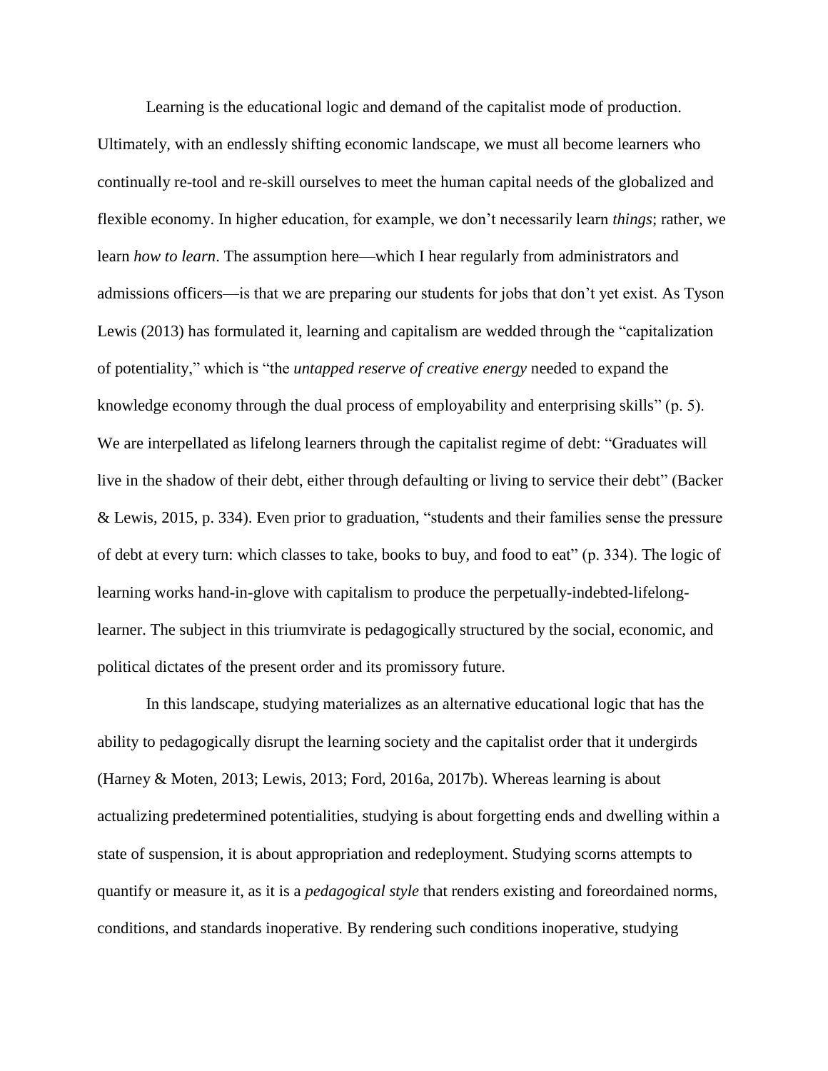Learning is the educational logic and demand of the capitalist mode of production. Ultimately, with an endlessly shifting economic landscape, we must all become learners who continually re-tool and re-skill ourselves to meet the human capital needs of the globalized and flexible economy. In higher education, for example, we don't necessarily learn *things*; rather, we learn *how to learn*. The assumption here—which I hear regularly from administrators and admissions officers—is that we are preparing our students for jobs that don't yet exist. As Tyson Lewis (2013) has formulated it, learning and capitalism are wedded through the "capitalization of potentiality," which is "the *untapped reserve of creative energy* needed to expand the knowledge economy through the dual process of employability and enterprising skills" (p. 5). We are interpellated as lifelong learners through the capitalist regime of debt: "Graduates will live in the shadow of their debt, either through defaulting or living to service their debt" (Backer & Lewis, 2015, p. 334). Even prior to graduation, "students and their families sense the pressure of debt at every turn: which classes to take, books to buy, and food to eat" (p. 334). The logic of learning works hand-in-glove with capitalism to produce the perpetually-indebted-lifelong-learner. The subject in this triumvirate is pedagogically structured by the social, economic, and political dictates of the present order and its promissory future.

In this landscape, studying materializes as an alternative educational logic that has the ability to pedagogically disrupt the learning society and the capitalist order that it undergirds (Harney & Moten, 2013; Lewis, 2013; Ford, 2016a, 2017b). Whereas learning is about actualizing predetermined potentialities, studying is about forgetting ends and dwelling within a state of suspension, it is about appropriation and redeployment. Studying scorns attempts to quantify or measure it, as it is a *pedagogical style* that renders existing and foreordained norms, conditions, and standards inoperative. By rendering such conditions inoperative, studying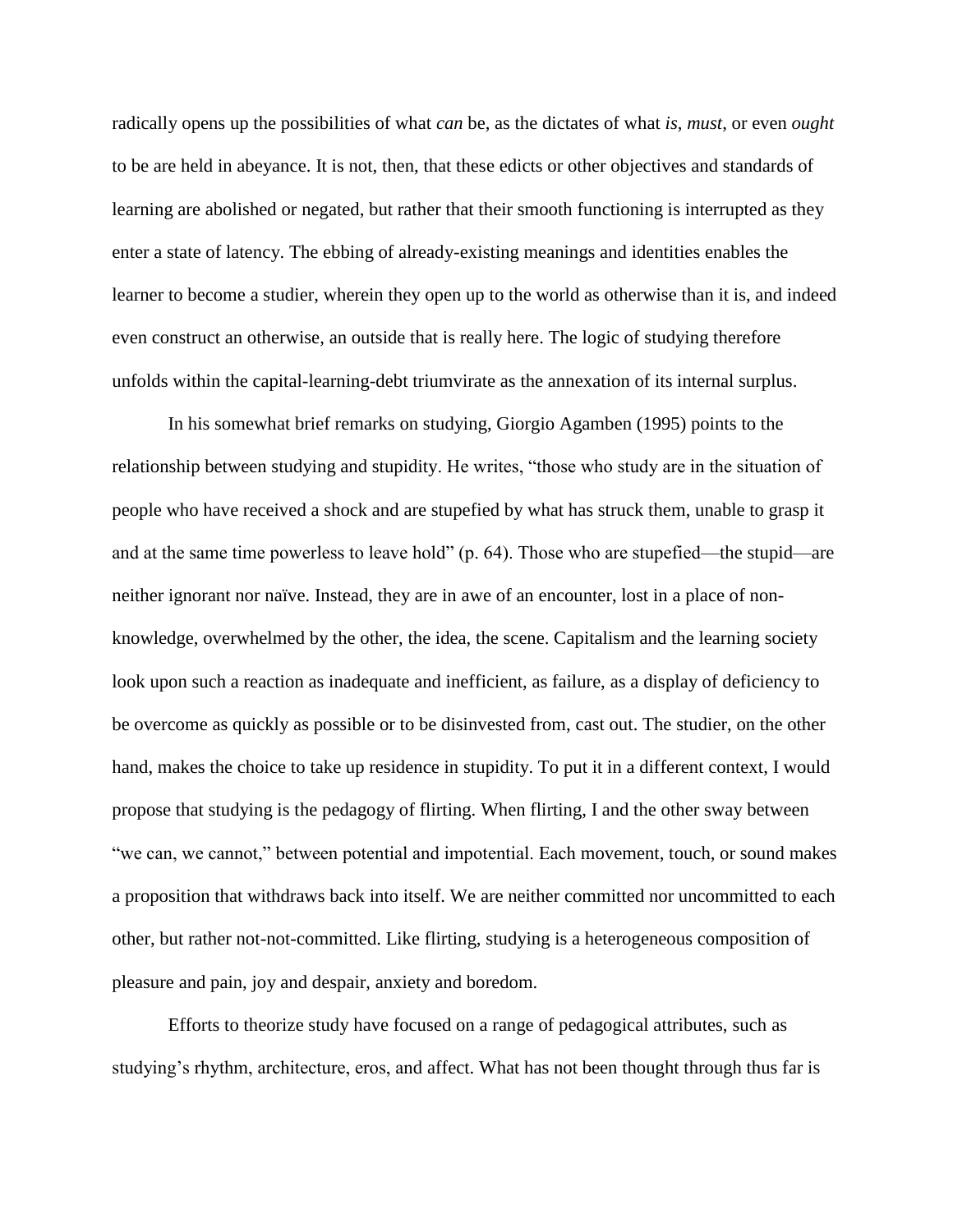radically opens up the possibilities of what *can* be, as the dictates of what *is*, *must*, or even *ought* to be are held in abeyance. It is not, then, that these edicts or other objectives and standards of learning are abolished or negated, but rather that their smooth functioning is interrupted as they enter a state of latency. The ebbing of already-existing meanings and identities enables the learner to become a studier, wherein they open up to the world as otherwise than it is, and indeed even construct an otherwise, an outside that is really here. The logic of studying therefore unfolds within the capital-learning-debt triumvirate as the annexation of its internal surplus.

In his somewhat brief remarks on studying, Giorgio Agamben (1995) points to the relationship between studying and stupidity. He writes, "those who study are in the situation of people who have received a shock and are stupefied by what has struck them, unable to grasp it and at the same time powerless to leave hold" (p. 64). Those who are stupefied—the stupid—are neither ignorant nor naïve. Instead, they are in awe of an encounter, lost in a place of non-knowledge, overwhelmed by the other, the idea, the scene. Capitalism and the learning society look upon such a reaction as inadequate and inefficient, as failure, as a display of deficiency to be overcome as quickly as possible or to be disinvested from, cast out. The studier, on the other hand, makes the choice to take up residence in stupidity. To put it in a different context, I would propose that studying is the pedagogy of flirting. When flirting, I and the other sway between "we can, we cannot," between potential and impotential. Each movement, touch, or sound makes a proposition that withdraws back into itself. We are neither committed nor uncommitted to each other, but rather not-not-committed. Like flirting, studying is a heterogeneous composition of pleasure and pain, joy and despair, anxiety and boredom.

Efforts to theorize study have focused on a range of pedagogical attributes, such as studying's rhythm, architecture, eros, and affect. What has not been thought through thus far is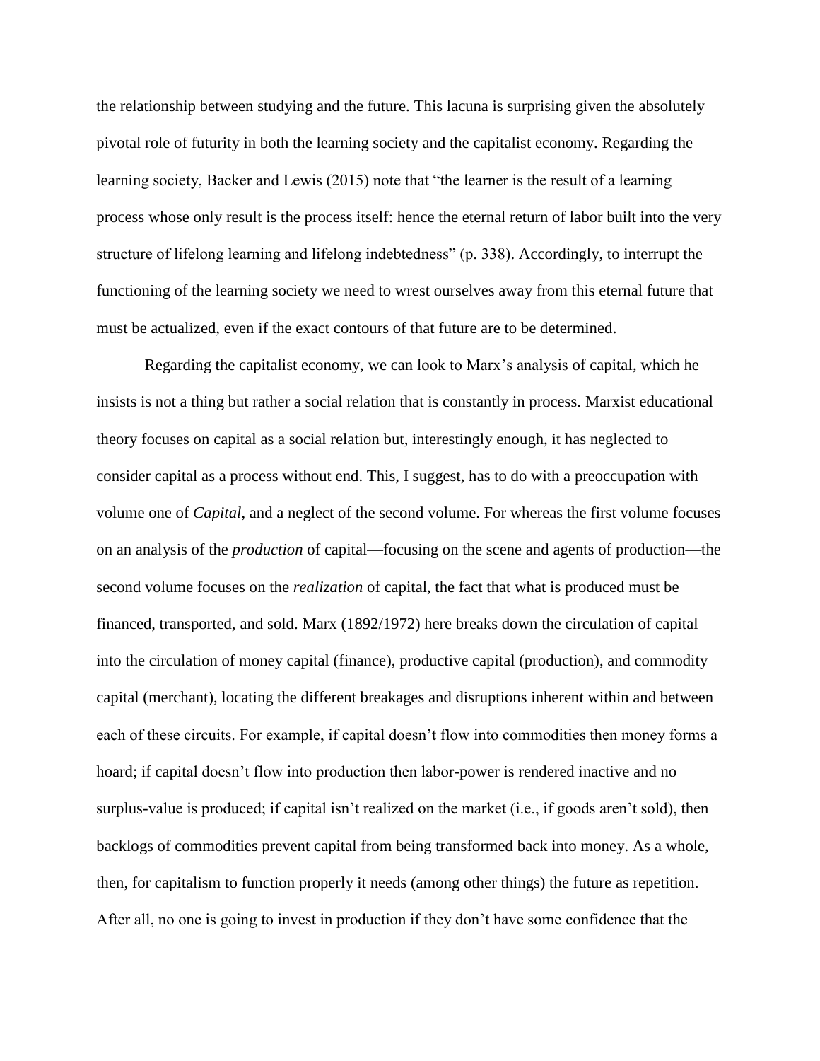the relationship between studying and the future. This lacuna is surprising given the absolutely pivotal role of futurity in both the learning society and the capitalist economy. Regarding the learning society, Backer and Lewis (2015) note that "the learner is the result of a learning process whose only result is the process itself: hence the eternal return of labor built into the very structure of lifelong learning and lifelong indebtedness" (p. 338). Accordingly, to interrupt the functioning of the learning society we need to wrest ourselves away from this eternal future that must be actualized, even if the exact contours of that future are to be determined.

Regarding the capitalist economy, we can look to Marx's analysis of capital, which he insists is not a thing but rather a social relation that is constantly in process. Marxist educational theory focuses on capital as a social relation but, interestingly enough, it has neglected to consider capital as a process without end. This, I suggest, has to do with a preoccupation with volume one of *Capital*, and a neglect of the second volume. For whereas the first volume focuses on an analysis of the *production* of capital—focusing on the scene and agents of production—the second volume focuses on the *realization* of capital, the fact that what is produced must be financed, transported, and sold. Marx (1892/1972) here breaks down the circulation of capital into the circulation of money capital (finance), productive capital (production), and commodity capital (merchant), locating the different breakages and disruptions inherent within and between each of these circuits. For example, if capital doesn't flow into commodities then money forms a hoard; if capital doesn't flow into production then labor-power is rendered inactive and no surplus-value is produced; if capital isn't realized on the market (i.e., if goods aren't sold), then backlogs of commodities prevent capital from being transformed back into money. As a whole, then, for capitalism to function properly it needs (among other things) the future as repetition. After all, no one is going to invest in production if they don't have some confidence that the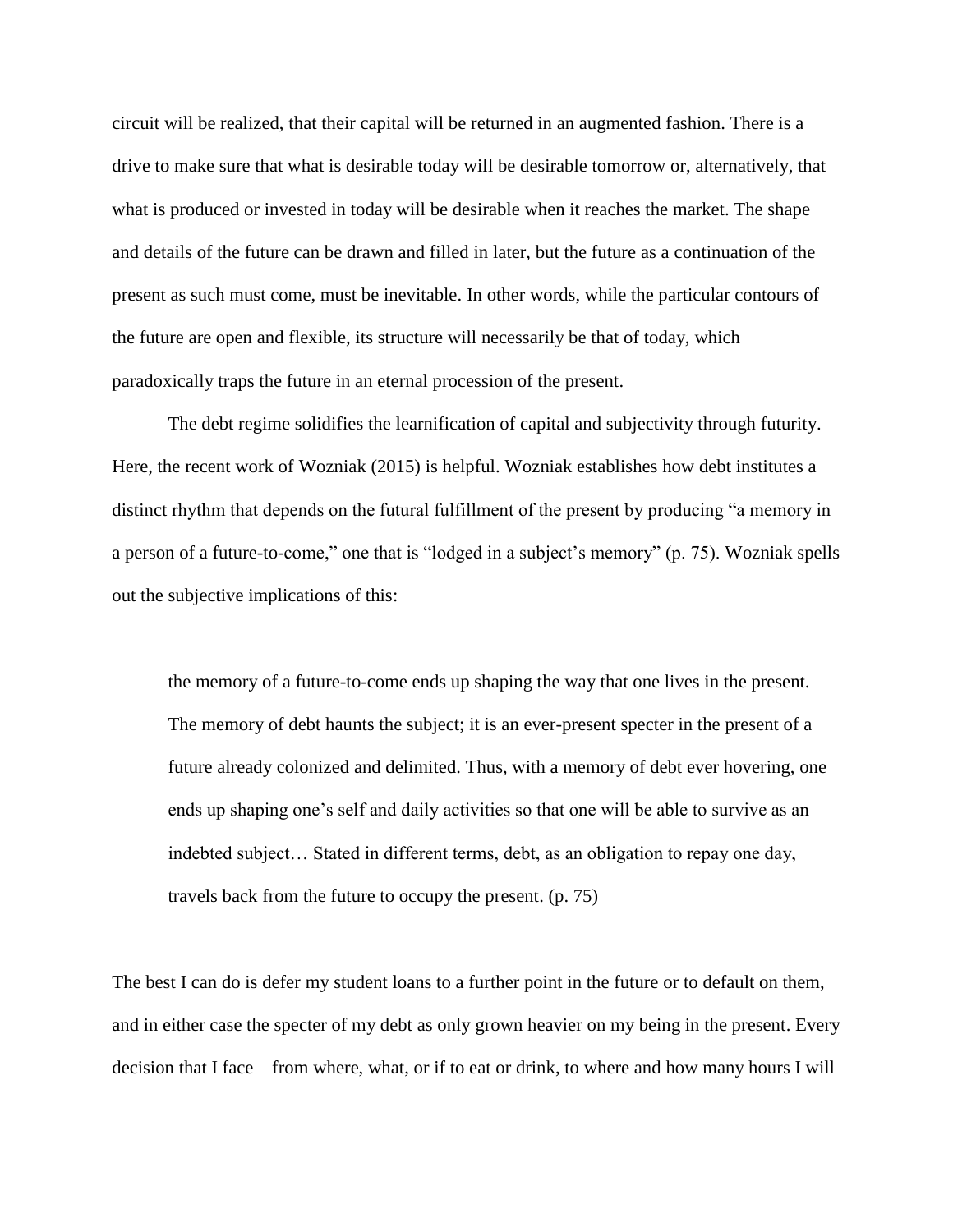circuit will be realized, that their capital will be returned in an augmented fashion. There is a drive to make sure that what is desirable today will be desirable tomorrow or, alternatively, that what is produced or invested in today will be desirable when it reaches the market. The shape and details of the future can be drawn and filled in later, but the future as a continuation of the present as such must come, must be inevitable. In other words, while the particular contours of the future are open and flexible, its structure will necessarily be that of today, which paradoxically traps the future in an eternal procession of the present.

The debt regime solidifies the learnification of capital and subjectivity through futurity. Here, the recent work of Wozniak (2015) is helpful. Wozniak establishes how debt institutes a distinct rhythm that depends on the futural fulfillment of the present by producing "a memory in a person of a future-to-come," one that is "lodged in a subject's memory" (p. 75). Wozniak spells out the subjective implications of this:

> the memory of a future-to-come ends up shaping the way that one lives in the present. The memory of debt haunts the subject; it is an ever-present specter in the present of a future already colonized and delimited. Thus, with a memory of debt ever hovering, one ends up shaping one's self and daily activities so that one will be able to survive as an indebted subject… Stated in different terms, debt, as an obligation to repay one day, travels back from the future to occupy the present. (p. 75)

The best I can do is defer my student loans to a further point in the future or to default on them, and in either case the specter of my debt as only grown heavier on my being in the present. Every decision that I face—from where, what, or if to eat or drink, to where and how many hours I will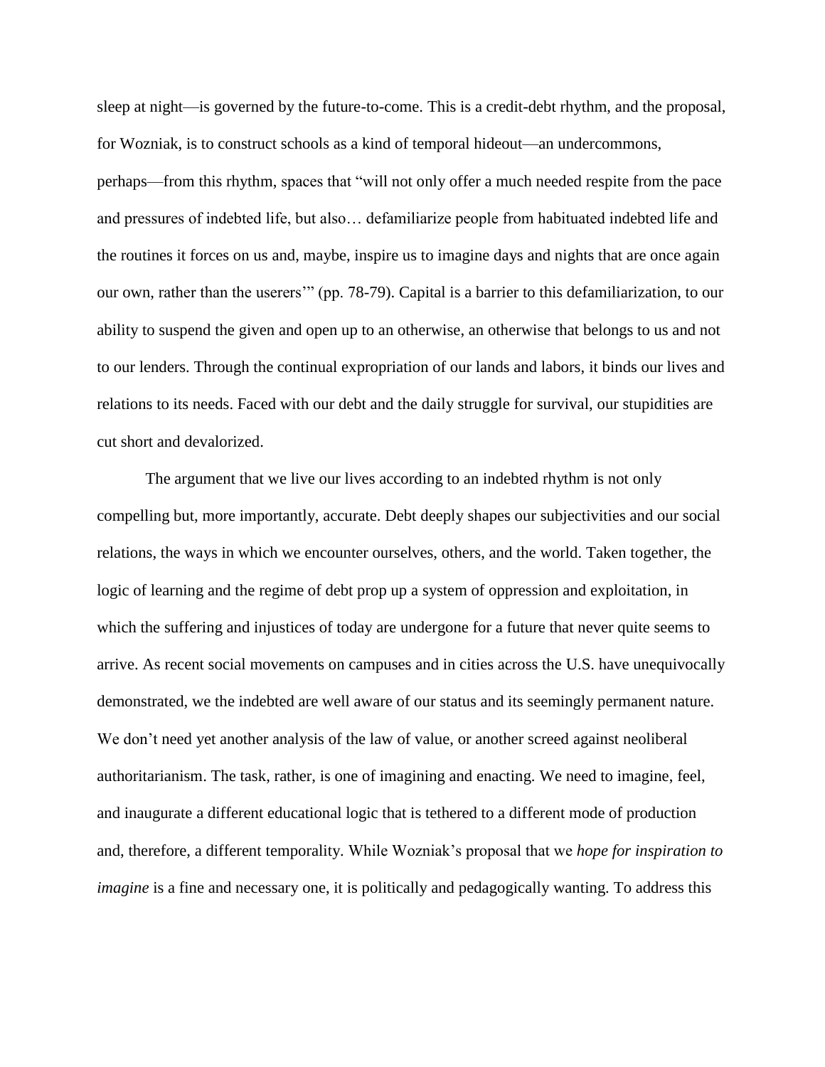sleep at night—is governed by the future-to-come. This is a credit-debt rhythm, and the proposal, for Wozniak, is to construct schools as a kind of temporal hideout—an undercommons, perhaps—from this rhythm, spaces that "will not only offer a much needed respite from the pace and pressures of indebted life, but also… defamiliarize people from habituated indebted life and the routines it forces on us and, maybe, inspire us to imagine days and nights that are once again our own, rather than the userers'" (pp. 78-79). Capital is a barrier to this defamiliarization, to our ability to suspend the given and open up to an otherwise, an otherwise that belongs to us and not to our lenders. Through the continual expropriation of our lands and labors, it binds our lives and relations to its needs. Faced with our debt and the daily struggle for survival, our stupidities are cut short and devalorized.

The argument that we live our lives according to an indebted rhythm is not only compelling but, more importantly, accurate. Debt deeply shapes our subjectivities and our social relations, the ways in which we encounter ourselves, others, and the world. Taken together, the logic of learning and the regime of debt prop up a system of oppression and exploitation, in which the suffering and injustices of today are undergone for a future that never quite seems to arrive. As recent social movements on campuses and in cities across the U.S. have unequivocally demonstrated, we the indebted are well aware of our status and its seemingly permanent nature. We don't need yet another analysis of the law of value, or another screed against neoliberal authoritarianism. The task, rather, is one of imagining and enacting. We need to imagine, feel, and inaugurate a different educational logic that is tethered to a different mode of production and, therefore, a different temporality. While Wozniak's proposal that we *hope for inspiration to imagine* is a fine and necessary one, it is politically and pedagogically wanting. To address this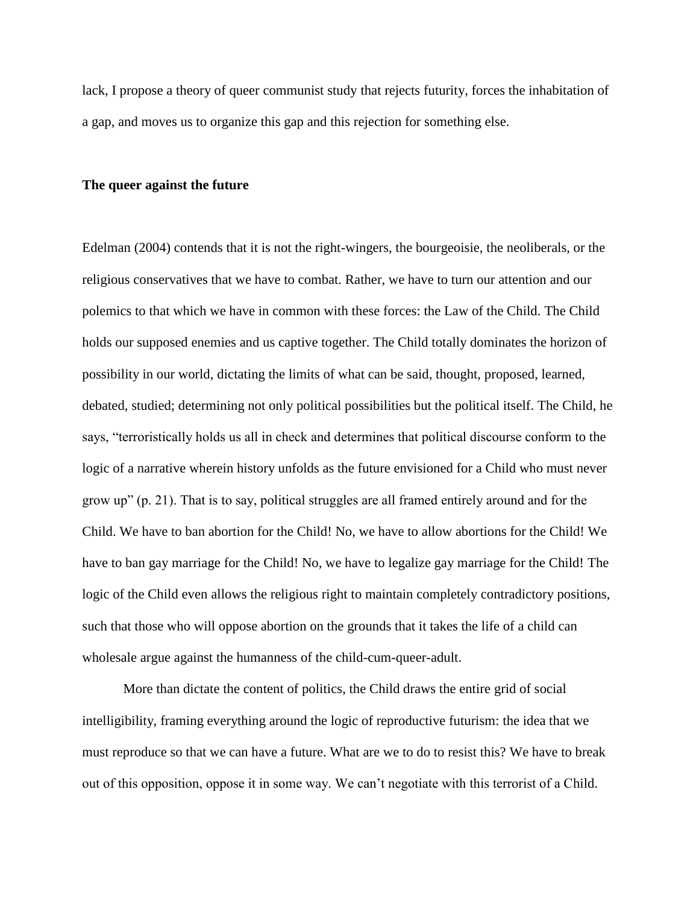lack, I propose a theory of queer communist study that rejects futurity, forces the inhabitation of a gap, and moves us to organize this gap and this rejection for something else.

## The queer against the future

Edelman (2004) contends that it is not the right-wingers, the bourgeoisie, the neoliberals, or the religious conservatives that we have to combat. Rather, we have to turn our attention and our polemics to that which we have in common with these forces: the Law of the Child. The Child holds our supposed enemies and us captive together. The Child totally dominates the horizon of possibility in our world, dictating the limits of what can be said, thought, proposed, learned, debated, studied; determining not only political possibilities but the political itself. The Child, he says, "terroristically holds us all in check and determines that political discourse conform to the logic of a narrative wherein history unfolds as the future envisioned for a Child who must never grow up" (p. 21). That is to say, political struggles are all framed entirely around and for the Child. We have to ban abortion for the Child! No, we have to allow abortions for the Child! We have to ban gay marriage for the Child! No, we have to legalize gay marriage for the Child! The logic of the Child even allows the religious right to maintain completely contradictory positions, such that those who will oppose abortion on the grounds that it takes the life of a child can wholesale argue against the humanness of the child-cum-queer-adult.

More than dictate the content of politics, the Child draws the entire grid of social intelligibility, framing everything around the logic of reproductive futurism: the idea that we must reproduce so that we can have a future. What are we to do to resist this? We have to break out of this opposition, oppose it in some way. We can't negotiate with this terrorist of a Child.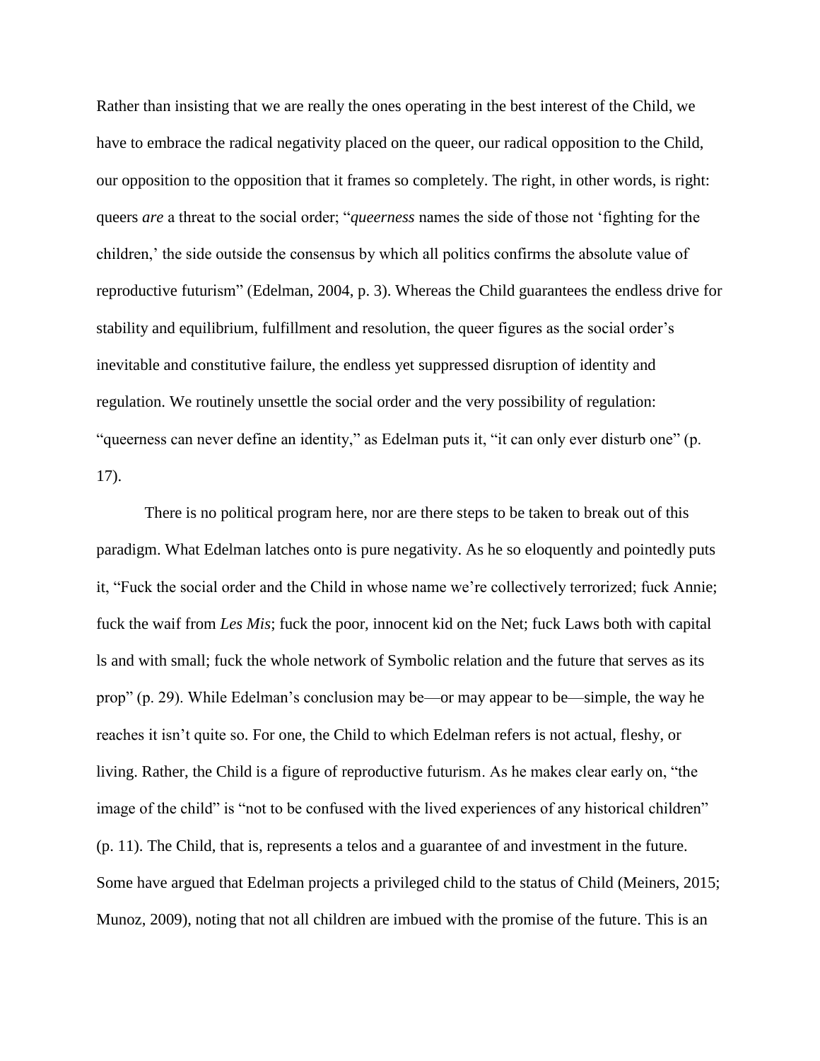Rather than insisting that we are really the ones operating in the best interest of the Child, we have to embrace the radical negativity placed on the queer, our radical opposition to the Child, our opposition to the opposition that it frames so completely. The right, in other words, is right: queers *are* a threat to the social order; "*queerness* names the side of those not 'fighting for the children,' the side outside the consensus by which all politics confirms the absolute value of reproductive futurism" (Edelman, 2004, p. 3). Whereas the Child guarantees the endless drive for stability and equilibrium, fulfillment and resolution, the queer figures as the social order's inevitable and constitutive failure, the endless yet suppressed disruption of identity and regulation. We routinely unsettle the social order and the very possibility of regulation: "queerness can never define an identity," as Edelman puts it, "it can only ever disturb one" (p. 17).

There is no political program here, nor are there steps to be taken to break out of this paradigm. What Edelman latches onto is pure negativity. As he so eloquently and pointedly puts it, "Fuck the social order and the Child in whose name we're collectively terrorized; fuck Annie; fuck the waif from *Les Mis*; fuck the poor, innocent kid on the Net; fuck Laws both with capital ls and with small; fuck the whole network of Symbolic relation and the future that serves as its prop" (p. 29). While Edelman's conclusion may be—or may appear to be—simple, the way he reaches it isn't quite so. For one, the Child to which Edelman refers is not actual, fleshy, or living. Rather, the Child is a figure of reproductive futurism. As he makes clear early on, "the image of the child" is "not to be confused with the lived experiences of any historical children" (p. 11). The Child, that is, represents a telos and a guarantee of and investment in the future. Some have argued that Edelman projects a privileged child to the status of Child (Meiners, 2015; Munoz, 2009), noting that not all children are imbued with the promise of the future. This is an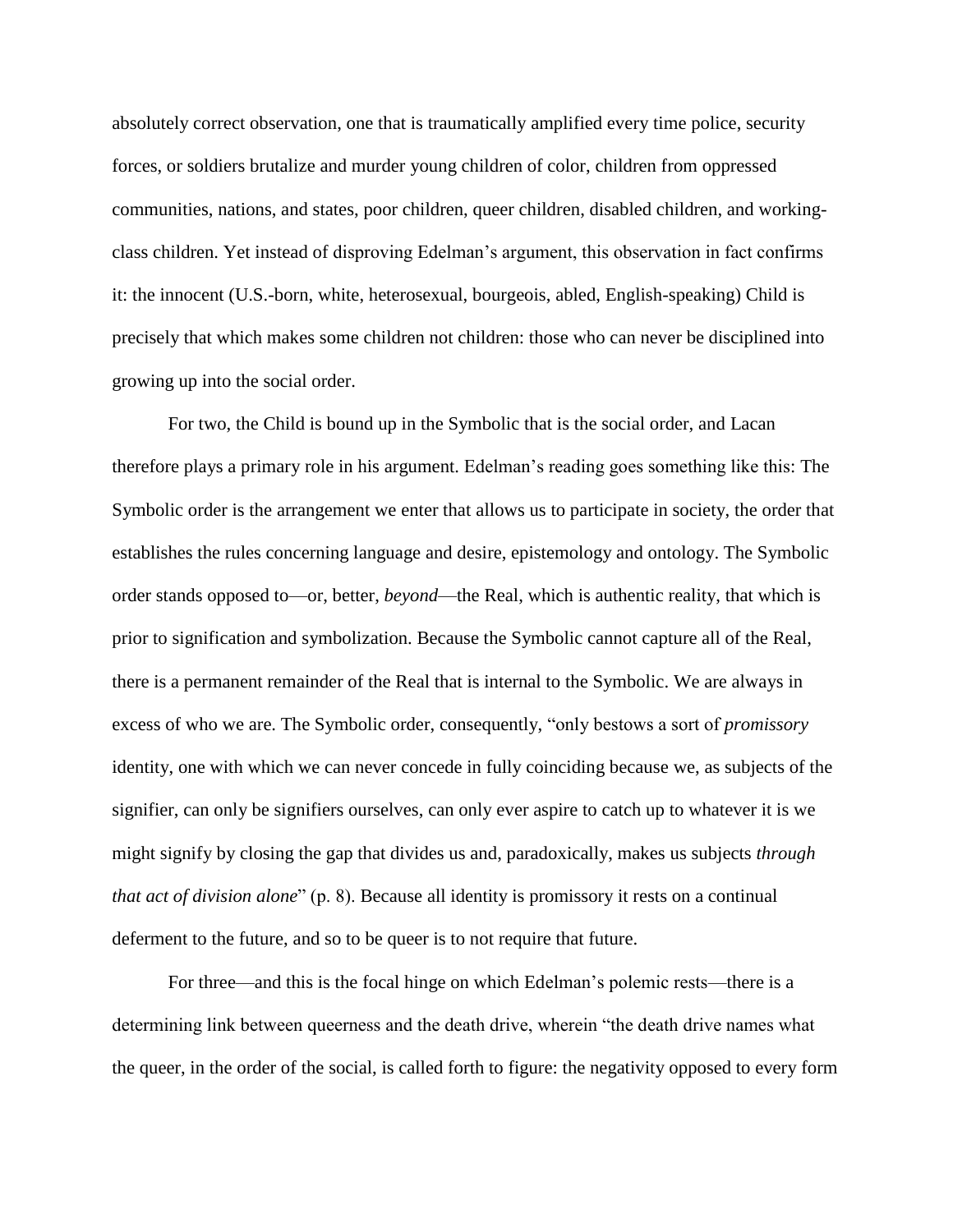absolutely correct observation, one that is traumatically amplified every time police, security forces, or soldiers brutalize and murder young children of color, children from oppressed communities, nations, and states, poor children, queer children, disabled children, and working-class children. Yet instead of disproving Edelman's argument, this observation in fact confirms it: the innocent (U.S.-born, white, heterosexual, bourgeois, abled, English-speaking) Child is precisely that which makes some children not children: those who can never be disciplined into growing up into the social order.

For two, the Child is bound up in the Symbolic that is the social order, and Lacan therefore plays a primary role in his argument. Edelman's reading goes something like this: The Symbolic order is the arrangement we enter that allows us to participate in society, the order that establishes the rules concerning language and desire, epistemology and ontology. The Symbolic order stands opposed to—or, better, *beyond*—the Real, which is authentic reality, that which is prior to signification and symbolization. Because the Symbolic cannot capture all of the Real, there is a permanent remainder of the Real that is internal to the Symbolic. We are always in excess of who we are. The Symbolic order, consequently, "only bestows a sort of *promissory* identity, one with which we can never concede in fully coinciding because we, as subjects of the signifier, can only be signifiers ourselves, can only ever aspire to catch up to whatever it is we might signify by closing the gap that divides us and, paradoxically, makes us subjects *through that act of division alone*" (p. 8). Because all identity is promissory it rests on a continual deferment to the future, and so to be queer is to not require that future.

For three—and this is the focal hinge on which Edelman's polemic rests—there is a determining link between queerness and the death drive, wherein "the death drive names what the queer, in the order of the social, is called forth to figure: the negativity opposed to every form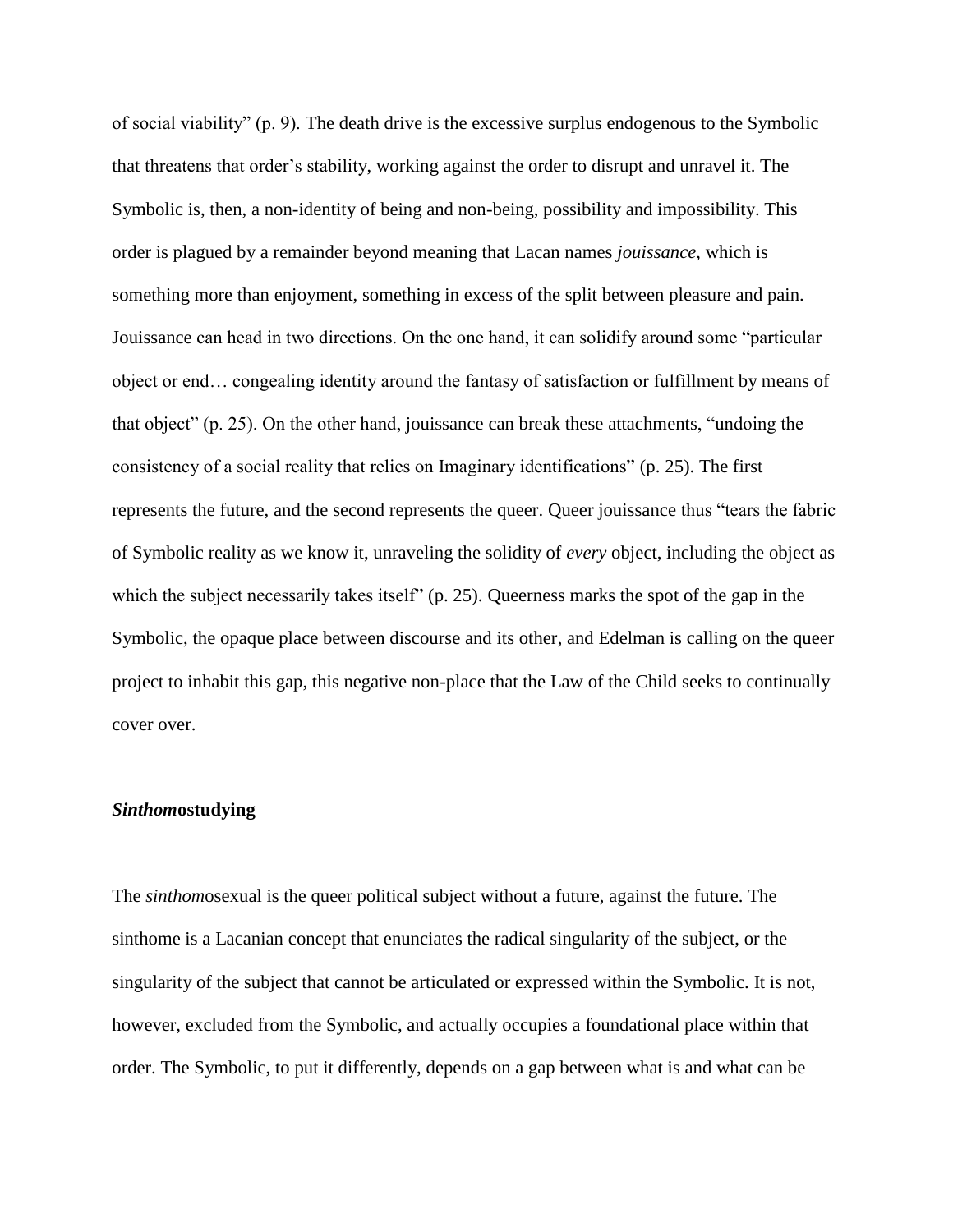of social viability" (p. 9). The death drive is the excessive surplus endogenous to the Symbolic that threatens that order's stability, working against the order to disrupt and unravel it. The Symbolic is, then, a non-identity of being and non-being, possibility and impossibility. This order is plagued by a remainder beyond meaning that Lacan names *jouissance*, which is something more than enjoyment, something in excess of the split between pleasure and pain. Jouissance can head in two directions. On the one hand, it can solidify around some "particular object or end… congealing identity around the fantasy of satisfaction or fulfillment by means of that object" (p. 25). On the other hand, jouissance can break these attachments, "undoing the consistency of a social reality that relies on Imaginary identifications" (p. 25). The first represents the future, and the second represents the queer. Queer jouissance thus "tears the fabric of Symbolic reality as we know it, unraveling the solidity of *every* object, including the object as which the subject necessarily takes itself" (p. 25). Queerness marks the spot of the gap in the Symbolic, the opaque place between discourse and its other, and Edelman is calling on the queer project to inhabit this gap, this negative non-place that the Law of the Child seeks to continually cover over.

### ***Sinthom*ostudying**

The *sinthom*osexual is the queer political subject without a future, against the future. The sinthome is a Lacanian concept that enunciates the radical singularity of the subject, or the singularity of the subject that cannot be articulated or expressed within the Symbolic. It is not, however, excluded from the Symbolic, and actually occupies a foundational place within that order. The Symbolic, to put it differently, depends on a gap between what is and what can be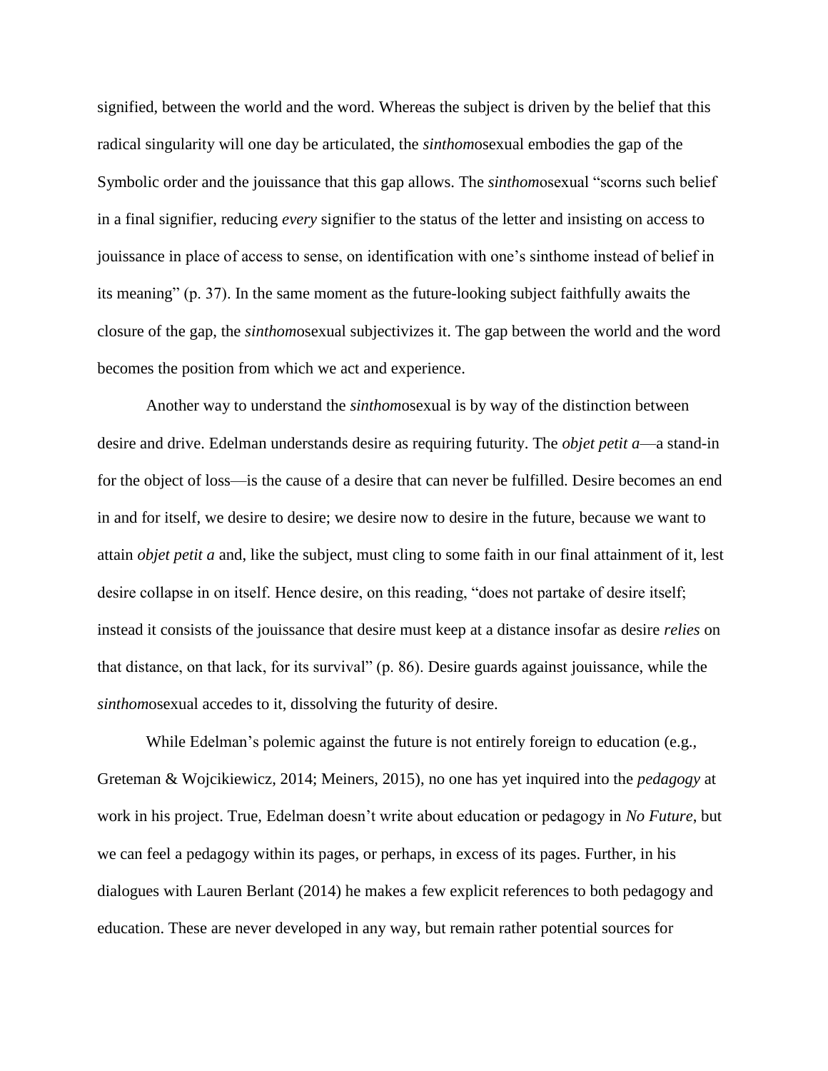signified, between the world and the word. Whereas the subject is driven by the belief that this radical singularity will one day be articulated, the *sinthom*osexual embodies the gap of the Symbolic order and the jouissance that this gap allows. The *sinthom*osexual "scorns such belief in a final signifier, reducing *every* signifier to the status of the letter and insisting on access to jouissance in place of access to sense, on identification with one's sinthome instead of belief in its meaning" (p. 37). In the same moment as the future-looking subject faithfully awaits the closure of the gap, the *sinthom*osexual subjectivizes it. The gap between the world and the word becomes the position from which we act and experience.

Another way to understand the *sinthom*osexual is by way of the distinction between desire and drive. Edelman understands desire as requiring futurity. The *objet petit a*—a stand-in for the object of loss—is the cause of a desire that can never be fulfilled. Desire becomes an end in and for itself, we desire to desire; we desire now to desire in the future, because we want to attain *objet petit a* and, like the subject, must cling to some faith in our final attainment of it, lest desire collapse in on itself. Hence desire, on this reading, "does not partake of desire itself; instead it consists of the jouissance that desire must keep at a distance insofar as desire *relies* on that distance, on that lack, for its survival" (p. 86). Desire guards against jouissance, while the *sinthom*osexual accedes to it, dissolving the futurity of desire.

While Edelman's polemic against the future is not entirely foreign to education (e.g., Greteman & Wojcikiewicz, 2014; Meiners, 2015), no one has yet inquired into the *pedagogy* at work in his project. True, Edelman doesn't write about education or pedagogy in *No Future*, but we can feel a pedagogy within its pages, or perhaps, in excess of its pages. Further, in his dialogues with Lauren Berlant (2014) he makes a few explicit references to both pedagogy and education. These are never developed in any way, but remain rather potential sources for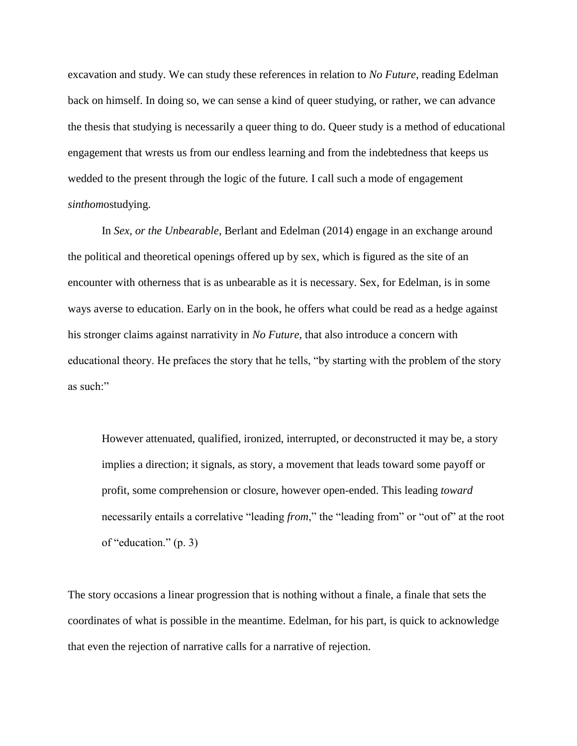excavation and study. We can study these references in relation to *No Future*, reading Edelman back on himself. In doing so, we can sense a kind of queer studying, or rather, we can advance the thesis that studying is necessarily a queer thing to do. Queer study is a method of educational engagement that wrests us from our endless learning and from the indebtedness that keeps us wedded to the present through the logic of the future. I call such a mode of engagement *sinthom*ostudying.

In *Sex, or the Unbearable*, Berlant and Edelman (2014) engage in an exchange around the political and theoretical openings offered up by sex, which is figured as the site of an encounter with otherness that is as unbearable as it is necessary. Sex, for Edelman, is in some ways averse to education. Early on in the book, he offers what could be read as a hedge against his stronger claims against narrativity in *No Future*, that also introduce a concern with educational theory. He prefaces the story that he tells, "by starting with the problem of the story as such:"

> However attenuated, qualified, ironized, interrupted, or deconstructed it may be, a story implies a direction; it signals, as story, a movement that leads toward some payoff or profit, some comprehension or closure, however open-ended. This leading *toward* necessarily entails a correlative "leading *from*," the "leading from" or "out of" at the root of "education." (p. 3)

The story occasions a linear progression that is nothing without a finale, a finale that sets the coordinates of what is possible in the meantime. Edelman, for his part, is quick to acknowledge that even the rejection of narrative calls for a narrative of rejection.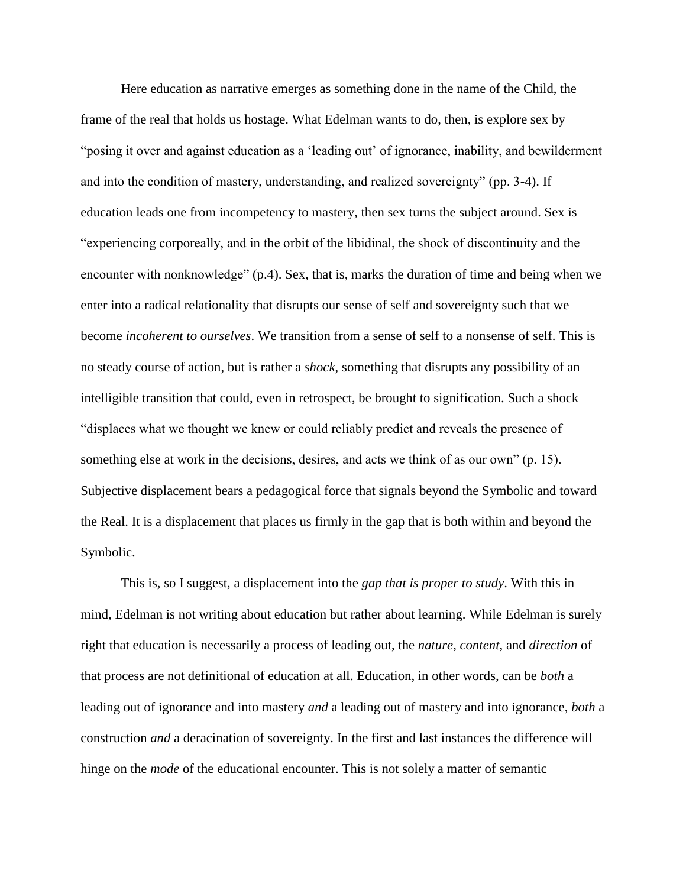Here education as narrative emerges as something done in the name of the Child, the frame of the real that holds us hostage. What Edelman wants to do, then, is explore sex by "posing it over and against education as a 'leading out' of ignorance, inability, and bewilderment and into the condition of mastery, understanding, and realized sovereignty" (pp. 3-4). If education leads one from incompetency to mastery, then sex turns the subject around. Sex is "experiencing corporeally, and in the orbit of the libidinal, the shock of discontinuity and the encounter with nonknowledge" (p.4). Sex, that is, marks the duration of time and being when we enter into a radical relationality that disrupts our sense of self and sovereignty such that we become *incoherent to ourselves*. We transition from a sense of self to a nonsense of self. This is no steady course of action, but is rather a *shock*, something that disrupts any possibility of an intelligible transition that could, even in retrospect, be brought to signification. Such a shock "displaces what we thought we knew or could reliably predict and reveals the presence of something else at work in the decisions, desires, and acts we think of as our own" (p. 15). Subjective displacement bears a pedagogical force that signals beyond the Symbolic and toward the Real. It is a displacement that places us firmly in the gap that is both within and beyond the Symbolic.

This is, so I suggest, a displacement into the *gap that is proper to study*. With this in mind, Edelman is not writing about education but rather about learning. While Edelman is surely right that education is necessarily a process of leading out, the *nature*, *content*, and *direction* of that process are not definitional of education at all. Education, in other words, can be *both* a leading out of ignorance and into mastery *and* a leading out of mastery and into ignorance, *both* a construction *and* a deracination of sovereignty. In the first and last instances the difference will hinge on the *mode* of the educational encounter. This is not solely a matter of semantic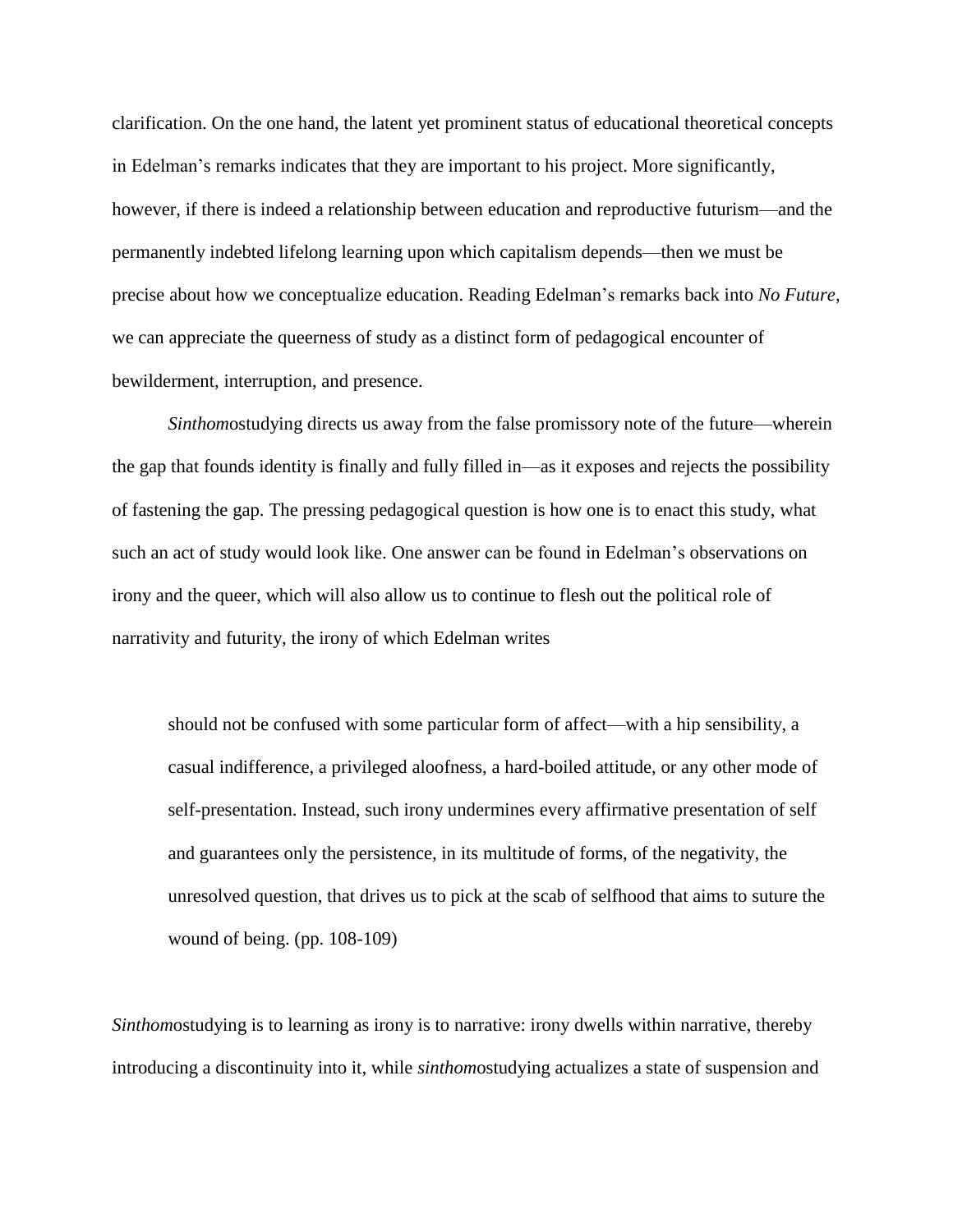clarification. On the one hand, the latent yet prominent status of educational theoretical concepts in Edelman's remarks indicates that they are important to his project. More significantly, however, if there is indeed a relationship between education and reproductive futurism—and the permanently indebted lifelong learning upon which capitalism depends—then we must be precise about how we conceptualize education. Reading Edelman's remarks back into *No Future*, we can appreciate the queerness of study as a distinct form of pedagogical encounter of bewilderment, interruption, and presence.

*Sinthom*ostudying directs us away from the false promissory note of the future—wherein the gap that founds identity is finally and fully filled in—as it exposes and rejects the possibility of fastening the gap. The pressing pedagogical question is how one is to enact this study, what such an act of study would look like. One answer can be found in Edelman's observations on irony and the queer, which will also allow us to continue to flesh out the political role of narrativity and futurity, the irony of which Edelman writes

> should not be confused with some particular form of affect—with a hip sensibility, a casual indifference, a privileged aloofness, a hard-boiled attitude, or any other mode of self-presentation. Instead, such irony undermines every affirmative presentation of self and guarantees only the persistence, in its multitude of forms, of the negativity, the unresolved question, that drives us to pick at the scab of selfhood that aims to suture the wound of being. (pp. 108-109)

*Sinthom*ostudying is to learning as irony is to narrative: irony dwells within narrative, thereby introducing a discontinuity into it, while *sinthom*ostudying actualizes a state of suspension and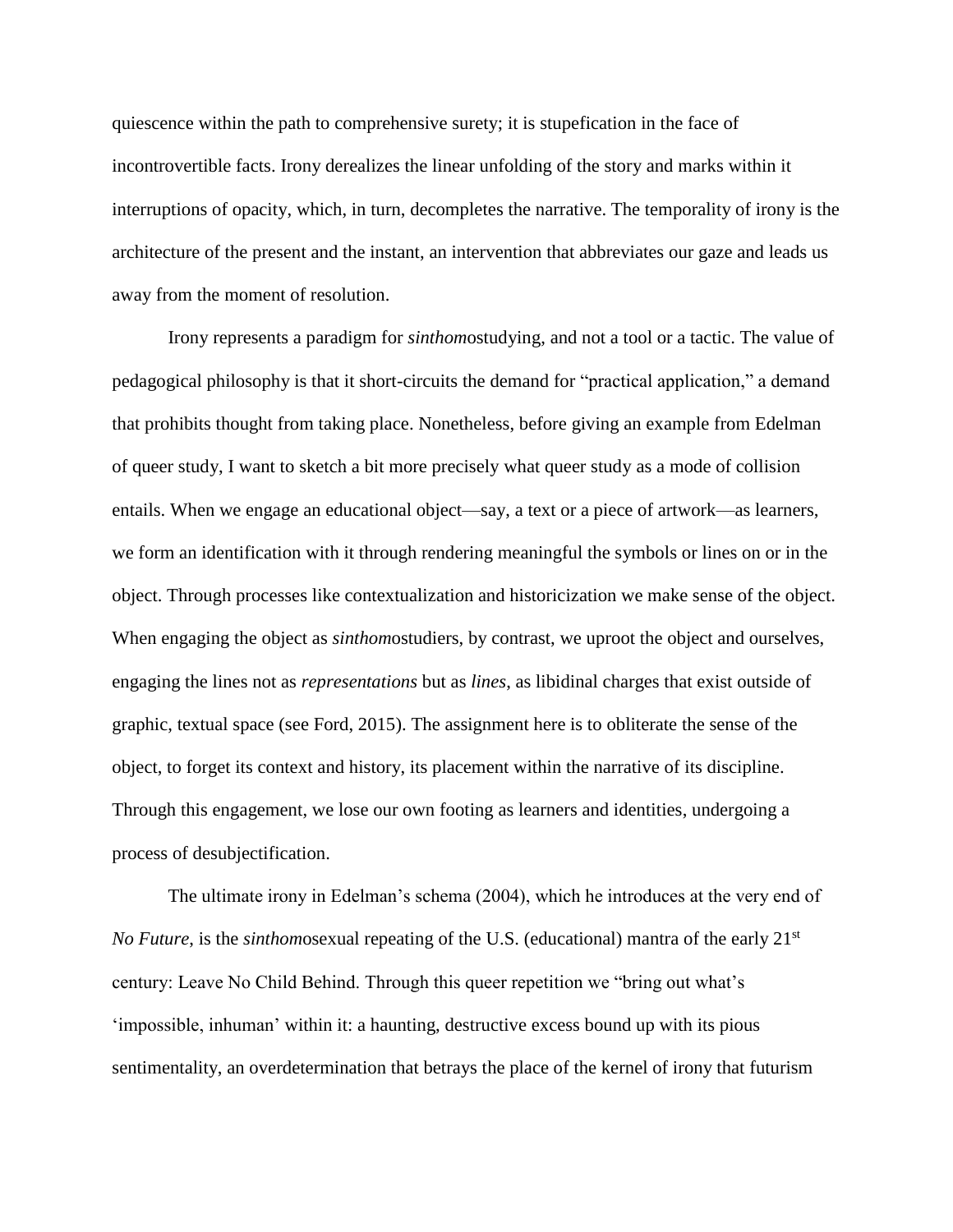quiescence within the path to comprehensive surety; it is stupefication in the face of incontrovertible facts. Irony derealizes the linear unfolding of the story and marks within it interruptions of opacity, which, in turn, decompletes the narrative. The temporality of irony is the architecture of the present and the instant, an intervention that abbreviates our gaze and leads us away from the moment of resolution.

Irony represents a paradigm for *sinthom*ostudying, and not a tool or a tactic. The value of pedagogical philosophy is that it short-circuits the demand for "practical application," a demand that prohibits thought from taking place. Nonetheless, before giving an example from Edelman of queer study, I want to sketch a bit more precisely what queer study as a mode of collision entails. When we engage an educational object—say, a text or a piece of artwork—as learners, we form an identification with it through rendering meaningful the symbols or lines on or in the object. Through processes like contextualization and historicization we make sense of the object. When engaging the object as *sinthom*ostudiers, by contrast, we uproot the object and ourselves, engaging the lines not as *representations* but as *lines*, as libidinal charges that exist outside of graphic, textual space (see Ford, 2015). The assignment here is to obliterate the sense of the object, to forget its context and history, its placement within the narrative of its discipline. Through this engagement, we lose our own footing as learners and identities, undergoing a process of desubjectification.

The ultimate irony in Edelman's schema (2004), which he introduces at the very end of *No Future*, is the *sinthom*osexual repeating of the U.S. (educational) mantra of the early 21st century: Leave No Child Behind. Through this queer repetition we "bring out what's 'impossible, inhuman' within it: a haunting, destructive excess bound up with its pious sentimentality, an overdetermination that betrays the place of the kernel of irony that futurism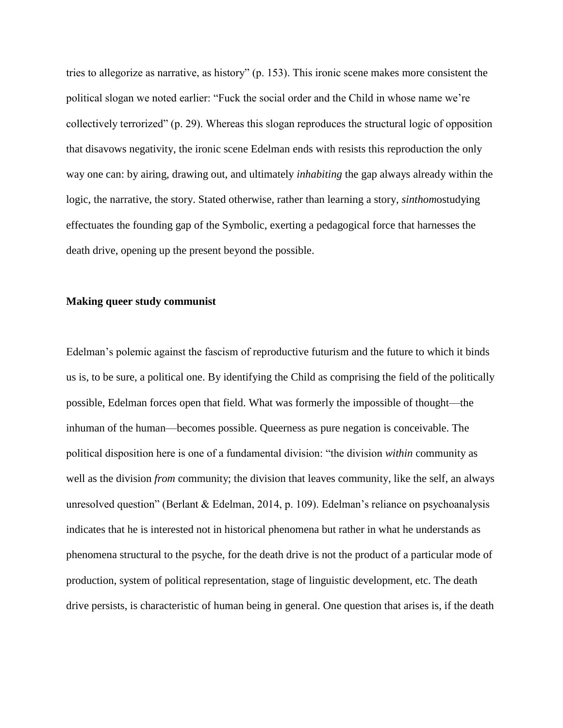tries to allegorize as narrative, as history" (p. 153). This ironic scene makes more consistent the political slogan we noted earlier: "Fuck the social order and the Child in whose name we're collectively terrorized" (p. 29). Whereas this slogan reproduces the structural logic of opposition that disavows negativity, the ironic scene Edelman ends with resists this reproduction the only way one can: by airing, drawing out, and ultimately *inhabiting* the gap always already within the logic, the narrative, the story. Stated otherwise, rather than learning a story, *sinthom*ostudying effectuates the founding gap of the Symbolic, exerting a pedagogical force that harnesses the death drive, opening up the present beyond the possible.

**Making queer study communist**

Edelman's polemic against the fascism of reproductive futurism and the future to which it binds us is, to be sure, a political one. By identifying the Child as comprising the field of the politically possible, Edelman forces open that field. What was formerly the impossible of thought—the inhuman of the human—becomes possible. Queerness as pure negation is conceivable. The political disposition here is one of a fundamental division: "the division *within* community as well as the division *from* community; the division that leaves community, like the self, an always unresolved question" (Berlant & Edelman, 2014, p. 109). Edelman's reliance on psychoanalysis indicates that he is interested not in historical phenomena but rather in what he understands as phenomena structural to the psyche, for the death drive is not the product of a particular mode of production, system of political representation, stage of linguistic development, etc. The death drive persists, is characteristic of human being in general. One question that arises is, if the death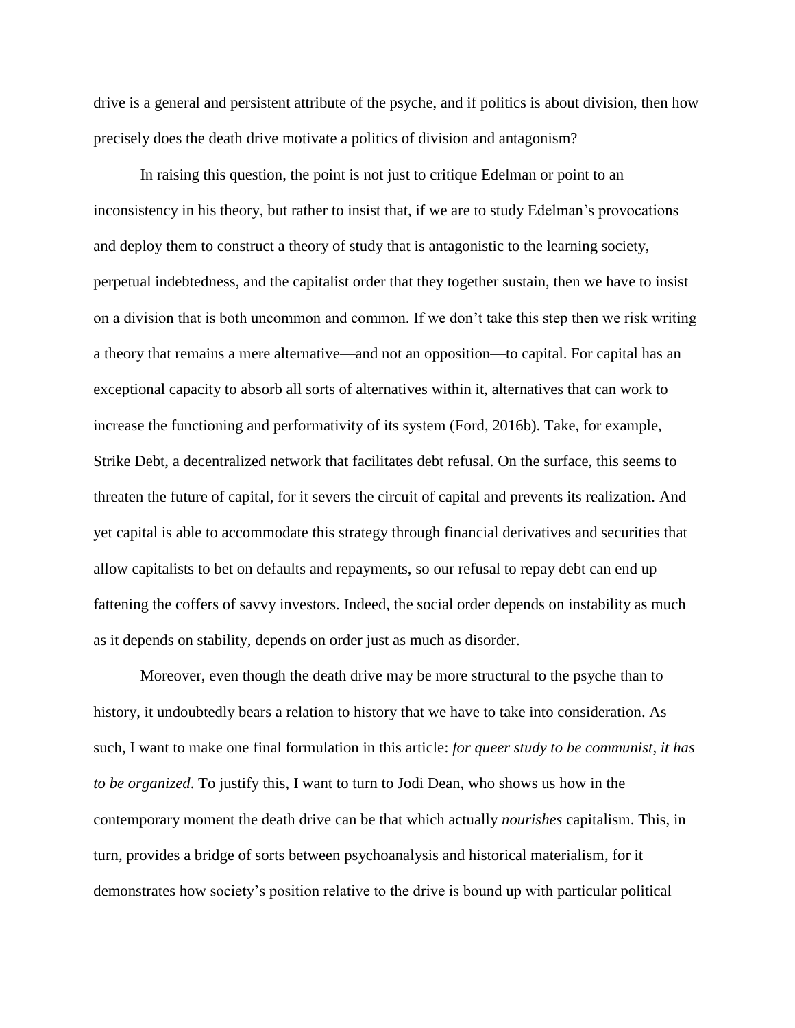drive is a general and persistent attribute of the psyche, and if politics is about division, then how precisely does the death drive motivate a politics of division and antagonism?

In raising this question, the point is not just to critique Edelman or point to an inconsistency in his theory, but rather to insist that, if we are to study Edelman's provocations and deploy them to construct a theory of study that is antagonistic to the learning society, perpetual indebtedness, and the capitalist order that they together sustain, then we have to insist on a division that is both uncommon and common. If we don't take this step then we risk writing a theory that remains a mere alternative—and not an opposition—to capital. For capital has an exceptional capacity to absorb all sorts of alternatives within it, alternatives that can work to increase the functioning and performativity of its system (Ford, 2016b). Take, for example, Strike Debt, a decentralized network that facilitates debt refusal. On the surface, this seems to threaten the future of capital, for it severs the circuit of capital and prevents its realization. And yet capital is able to accommodate this strategy through financial derivatives and securities that allow capitalists to bet on defaults and repayments, so our refusal to repay debt can end up fattening the coffers of savvy investors. Indeed, the social order depends on instability as much as it depends on stability, depends on order just as much as disorder.

Moreover, even though the death drive may be more structural to the psyche than to history, it undoubtedly bears a relation to history that we have to take into consideration. As such, I want to make one final formulation in this article: *for queer study to be communist, it has to be organized*. To justify this, I want to turn to Jodi Dean, who shows us how in the contemporary moment the death drive can be that which actually *nourishes* capitalism. This, in turn, provides a bridge of sorts between psychoanalysis and historical materialism, for it demonstrates how society's position relative to the drive is bound up with particular political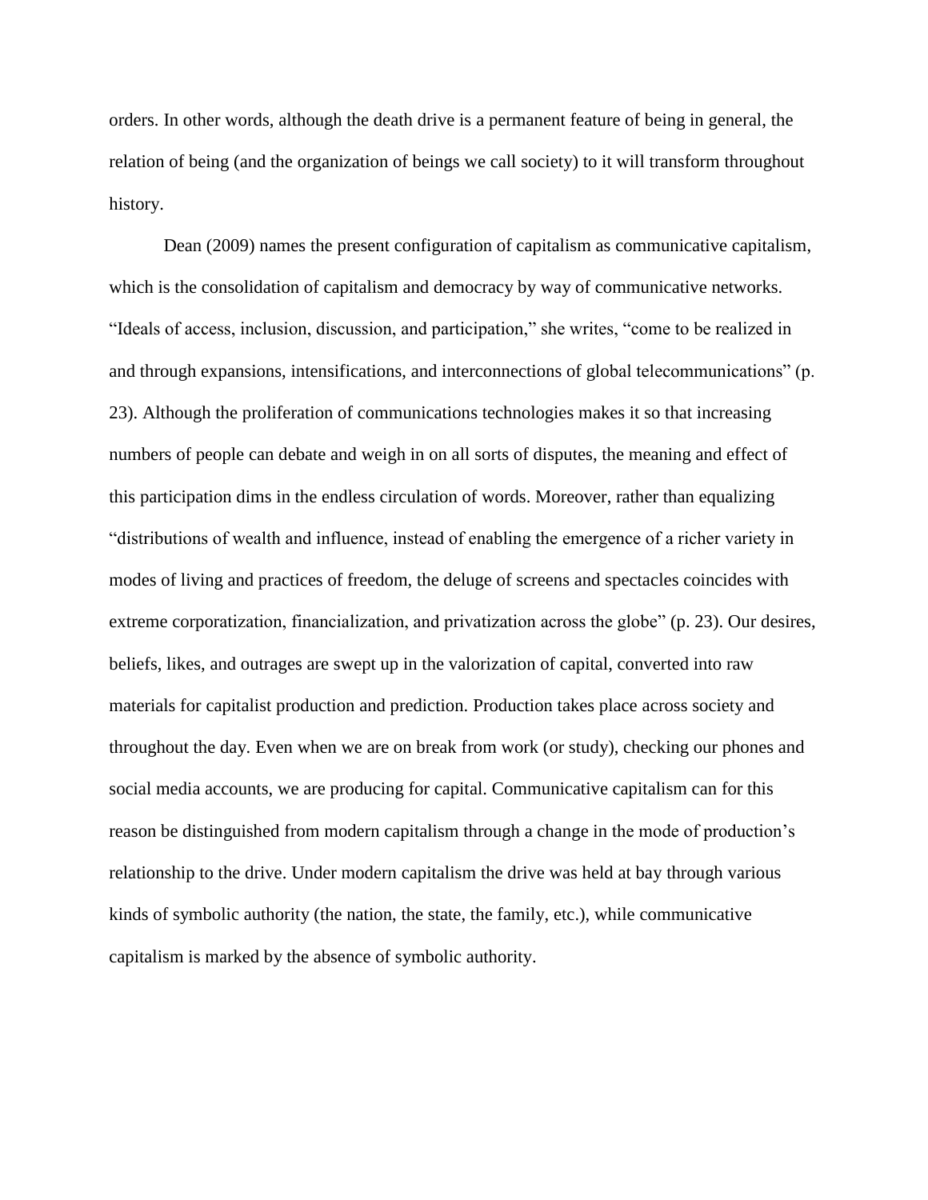orders. In other words, although the death drive is a permanent feature of being in general, the relation of being (and the organization of beings we call society) to it will transform throughout history.

Dean (2009) names the present configuration of capitalism as communicative capitalism, which is the consolidation of capitalism and democracy by way of communicative networks. “Ideals of access, inclusion, discussion, and participation,” she writes, “come to be realized in and through expansions, intensifications, and interconnections of global telecommunications” (p. 23). Although the proliferation of communications technologies makes it so that increasing numbers of people can debate and weigh in on all sorts of disputes, the meaning and effect of this participation dims in the endless circulation of words. Moreover, rather than equalizing “distributions of wealth and influence, instead of enabling the emergence of a richer variety in modes of living and practices of freedom, the deluge of screens and spectacles coincides with extreme corporatization, financialization, and privatization across the globe” (p. 23). Our desires, beliefs, likes, and outrages are swept up in the valorization of capital, converted into raw materials for capitalist production and prediction. Production takes place across society and throughout the day. Even when we are on break from work (or study), checking our phones and social media accounts, we are producing for capital. Communicative capitalism can for this reason be distinguished from modern capitalism through a change in the mode of production’s relationship to the drive. Under modern capitalism the drive was held at bay through various kinds of symbolic authority (the nation, the state, the family, etc.), while communicative capitalism is marked by the absence of symbolic authority.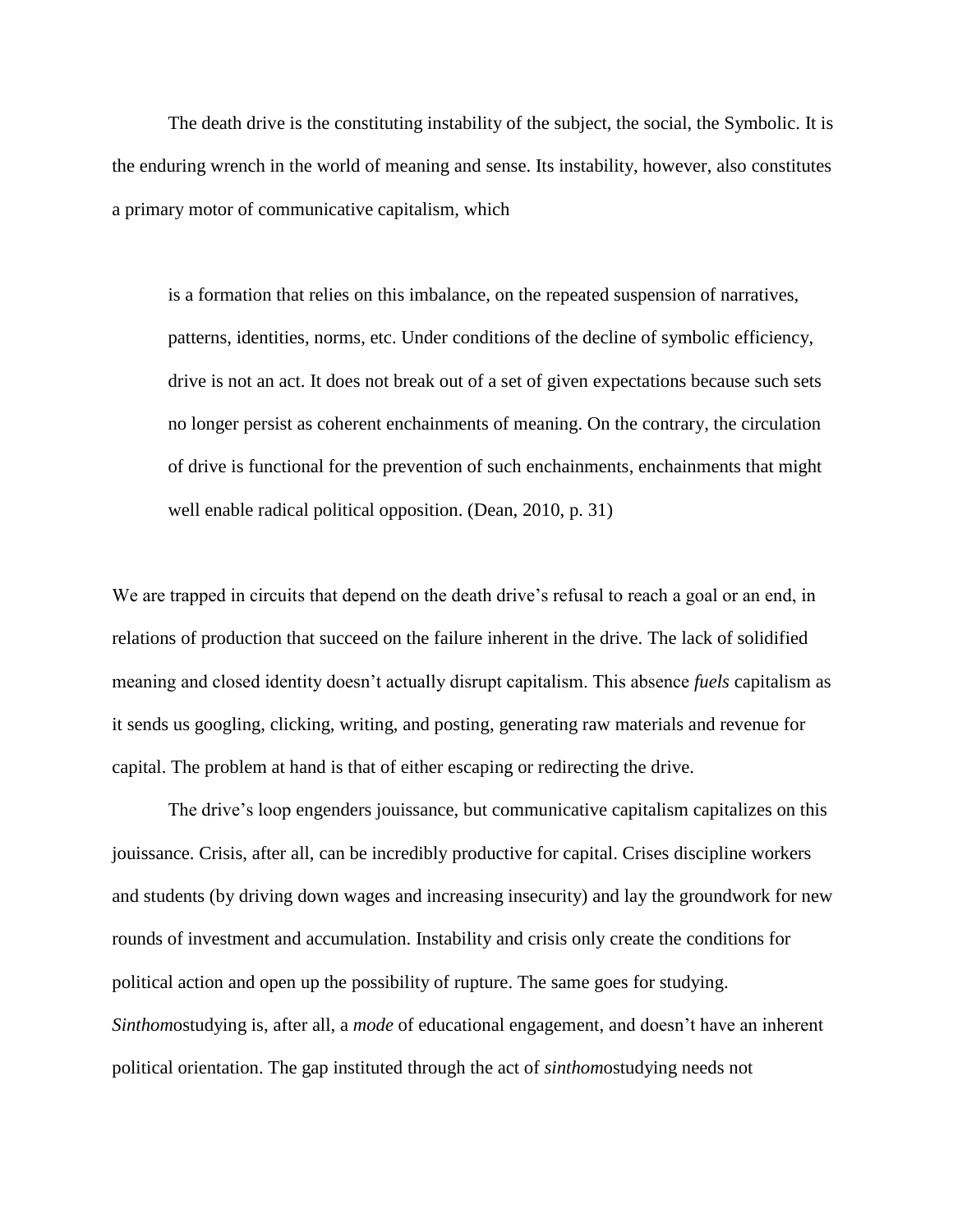The death drive is the constituting instability of the subject, the social, the Symbolic. It is the enduring wrench in the world of meaning and sense. Its instability, however, also constitutes a primary motor of communicative capitalism, which

> is a formation that relies on this imbalance, on the repeated suspension of narratives, patterns, identities, norms, etc. Under conditions of the decline of symbolic efficiency, drive is not an act. It does not break out of a set of given expectations because such sets no longer persist as coherent enchainments of meaning. On the contrary, the circulation of drive is functional for the prevention of such enchainments, enchainments that might well enable radical political opposition. (Dean, 2010, p. 31)

We are trapped in circuits that depend on the death drive's refusal to reach a goal or an end, in relations of production that succeed on the failure inherent in the drive. The lack of solidified meaning and closed identity doesn't actually disrupt capitalism. This absence *fuels* capitalism as it sends us googling, clicking, writing, and posting, generating raw materials and revenue for capital. The problem at hand is that of either escaping or redirecting the drive.

The drive's loop engenders jouissance, but communicative capitalism capitalizes on this jouissance. Crisis, after all, can be incredibly productive for capital. Crises discipline workers and students (by driving down wages and increasing insecurity) and lay the groundwork for new rounds of investment and accumulation. Instability and crisis only create the conditions for political action and open up the possibility of rupture. The same goes for studying. *Sinthom*ostudying is, after all, a *mode* of educational engagement, and doesn't have an inherent political orientation. The gap instituted through the act of *sinthom*ostudying needs not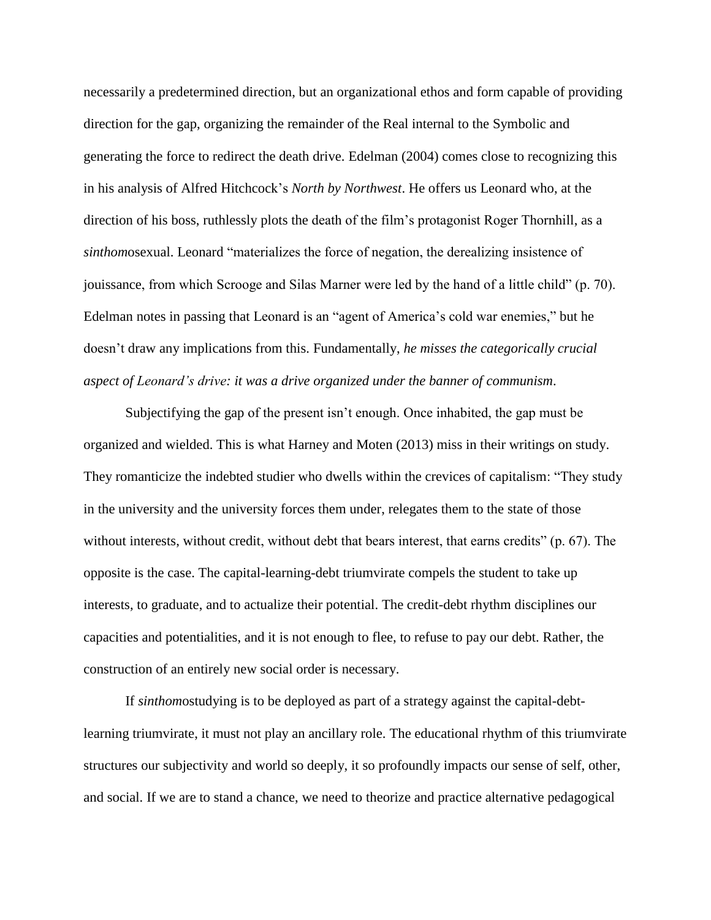necessarily a predetermined direction, but an organizational ethos and form capable of providing direction for the gap, organizing the remainder of the Real internal to the Symbolic and generating the force to redirect the death drive. Edelman (2004) comes close to recognizing this in his analysis of Alfred Hitchcock's *North by Northwest*. He offers us Leonard who, at the direction of his boss, ruthlessly plots the death of the film's protagonist Roger Thornhill, as a *sinthom*osexual. Leonard "materializes the force of negation, the derealizing insistence of jouissance, from which Scrooge and Silas Marner were led by the hand of a little child" (p. 70). Edelman notes in passing that Leonard is an "agent of America's cold war enemies," but he doesn't draw any implications from this. Fundamentally, *he misses the categorically crucial aspect of Leonard's drive: it was a drive organized under the banner of communism*.

Subjectifying the gap of the present isn't enough. Once inhabited, the gap must be organized and wielded. This is what Harney and Moten (2013) miss in their writings on study. They romanticize the indebted studier who dwells within the crevices of capitalism: "They study in the university and the university forces them under, relegates them to the state of those without interests, without credit, without debt that bears interest, that earns credits" (p. 67). The opposite is the case. The capital-learning-debt triumvirate compels the student to take up interests, to graduate, and to actualize their potential. The credit-debt rhythm disciplines our capacities and potentialities, and it is not enough to flee, to refuse to pay our debt. Rather, the construction of an entirely new social order is necessary.

If *sinthom*ostudying is to be deployed as part of a strategy against the capital-debt-learning triumvirate, it must not play an ancillary role. The educational rhythm of this triumvirate structures our subjectivity and world so deeply, it so profoundly impacts our sense of self, other, and social. If we are to stand a chance, we need to theorize and practice alternative pedagogical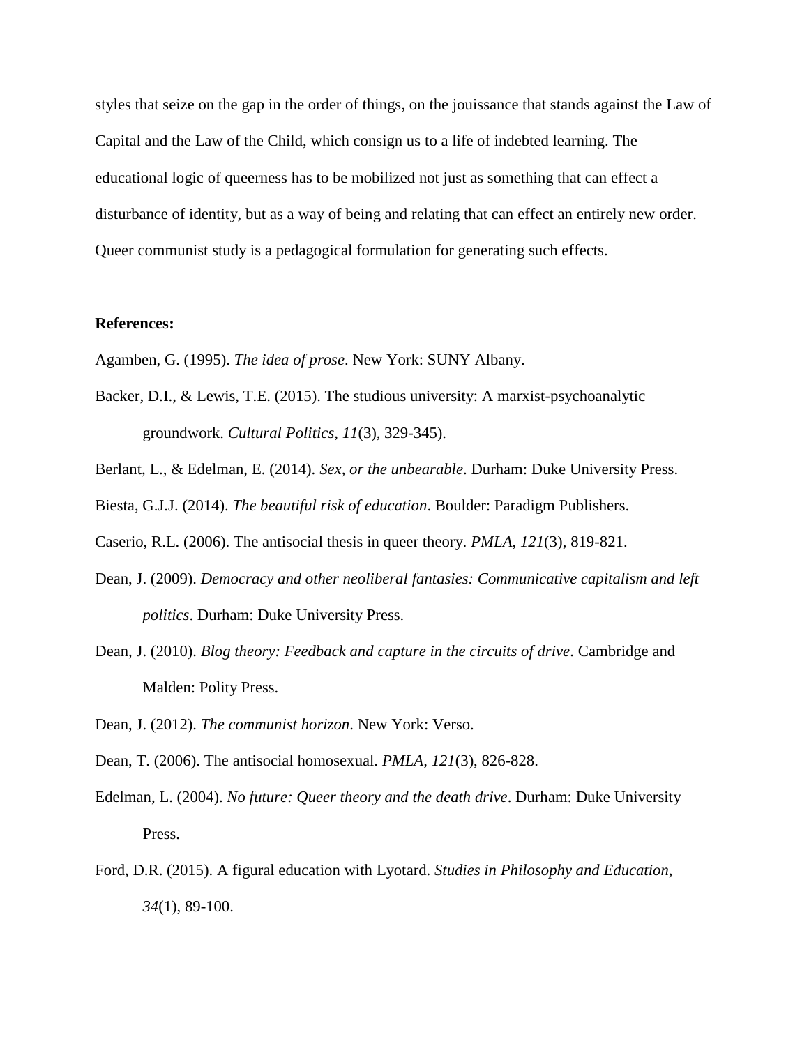styles that seize on the gap in the order of things, on the jouissance that stands against the Law of Capital and the Law of the Child, which consign us to a life of indebted learning. The educational logic of queerness has to be mobilized not just as something that can effect a disturbance of identity, but as a way of being and relating that can effect an entirely new order. Queer communist study is a pedagogical formulation for generating such effects.

**References:**

Agamben, G. (1995). *The idea of prose*. New York: SUNY Albany.

Backer, D.I., & Lewis, T.E. (2015). The studious university: A marxist-psychoanalytic groundwork. *Cultural Politics, 11*(3), 329-345).

Berlant, L., & Edelman, E. (2014). *Sex, or the unbearable*. Durham: Duke University Press.

Biesta, G.J.J. (2014). *The beautiful risk of education*. Boulder: Paradigm Publishers.

Caserio, R.L. (2006). The antisocial thesis in queer theory. *PMLA, 121*(3), 819-821.

Dean, J. (2009). *Democracy and other neoliberal fantasies: Communicative capitalism and left politics*. Durham: Duke University Press.

Dean, J. (2010). *Blog theory: Feedback and capture in the circuits of drive*. Cambridge and Malden: Polity Press.

Dean, J. (2012). *The communist horizon*. New York: Verso.

Dean, T. (2006). The antisocial homosexual. *PMLA, 121*(3), 826-828.

Edelman, L. (2004). *No future: Queer theory and the death drive*. Durham: Duke University Press.

Ford, D.R. (2015). A figural education with Lyotard. *Studies in Philosophy and Education, 34*(1), 89-100.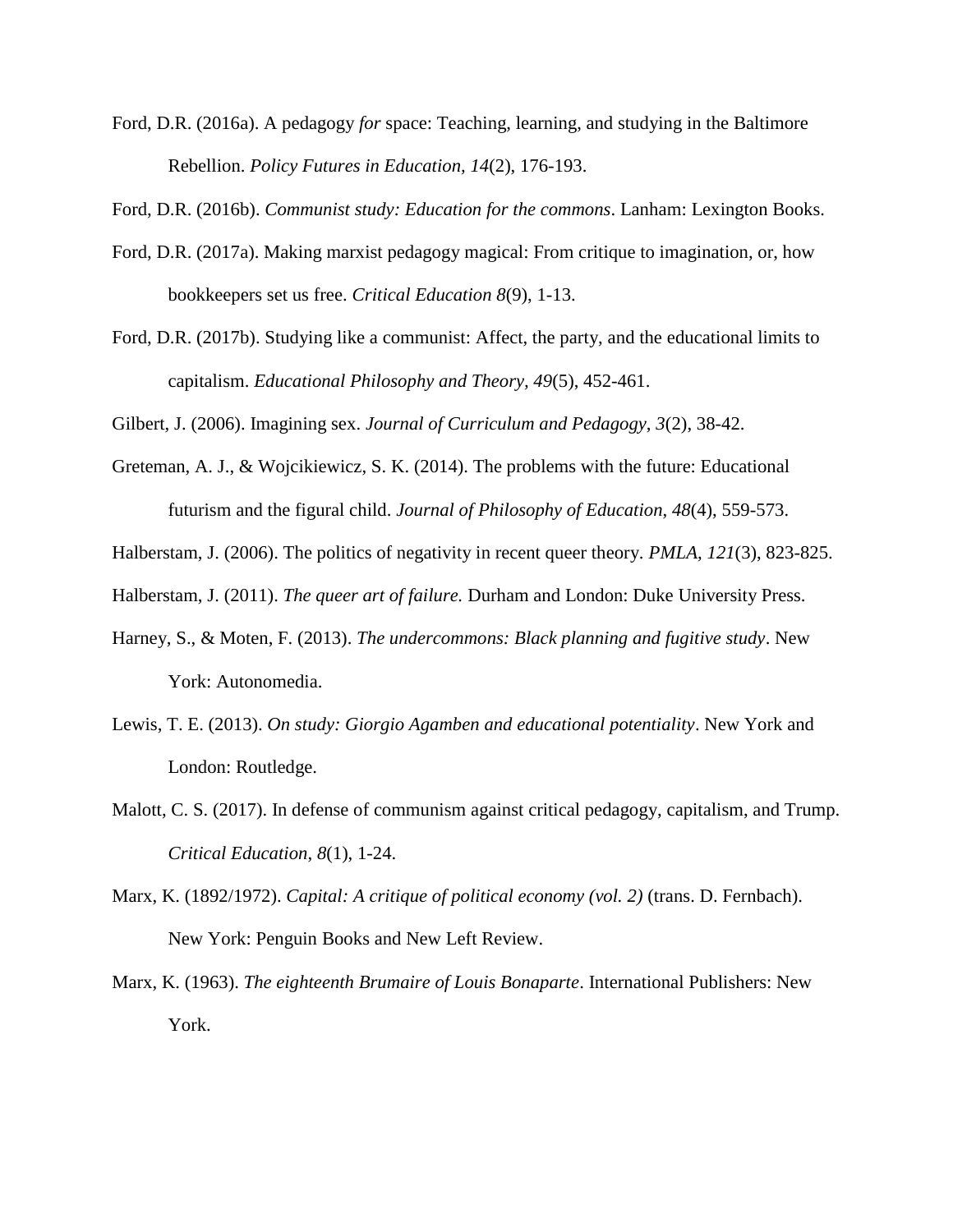Ford, D.R. (2016a). A pedagogy *for* space: Teaching, learning, and studying in the Baltimore Rebellion. *Policy Futures in Education*, *14*(2), 176-193.

Ford, D.R. (2016b). *Communist study: Education for the commons*. Lanham: Lexington Books.

Ford, D.R. (2017a). Making marxist pedagogy magical: From critique to imagination, or, how bookkeepers set us free. *Critical Education 8*(9), 1-13.

Ford, D.R. (2017b). Studying like a communist: Affect, the party, and the educational limits to capitalism. *Educational Philosophy and Theory, 49*(5), 452-461.

Gilbert, J. (2006). Imagining sex. *Journal of Curriculum and Pedagogy*, *3*(2), 38-42.

Greteman, A. J., & Wojcikiewicz, S. K. (2014). The problems with the future: Educational futurism and the figural child. *Journal of Philosophy of Education*, *48*(4), 559-573.

Halberstam, J. (2006). The politics of negativity in recent queer theory. *PMLA*, *121*(3), 823-825.

Halberstam, J. (2011). *The queer art of failure.* Durham and London: Duke University Press.

Harney, S., & Moten, F. (2013). *The undercommons: Black planning and fugitive study*. New York: Autonomedia.

Lewis, T. E. (2013). *On study: Giorgio Agamben and educational potentiality*. New York and London: Routledge.

Malott, C. S. (2017). In defense of communism against critical pedagogy, capitalism, and Trump. *Critical Education*, *8*(1), 1-24.

Marx, K. (1892/1972). *Capital: A critique of political economy (vol. 2)* (trans. D. Fernbach). New York: Penguin Books and New Left Review.

Marx, K. (1963). *The eighteenth Brumaire of Louis Bonaparte*. International Publishers: New York.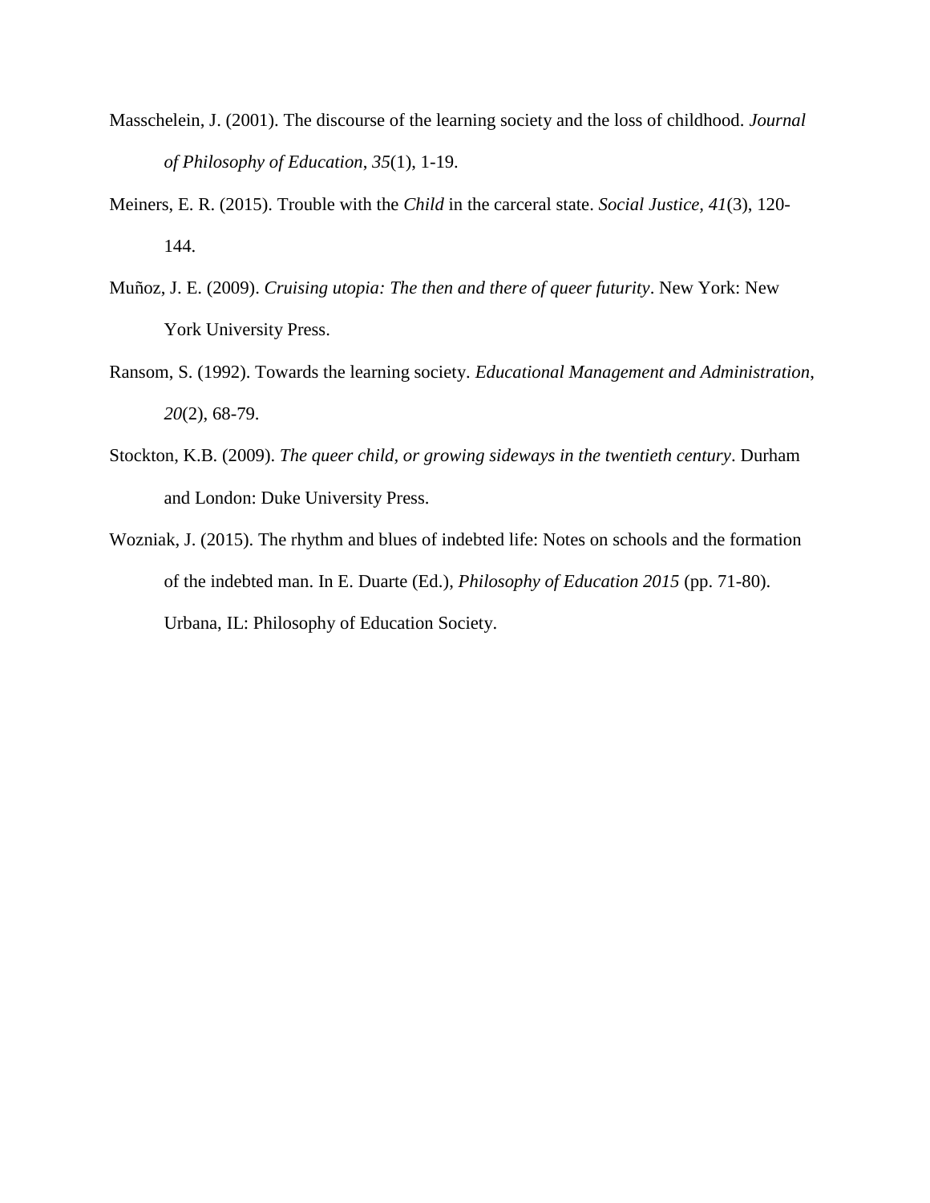Masschelein, J. (2001). The discourse of the learning society and the loss of childhood. *Journal of Philosophy of Education*, *35*(1), 1-19.

Meiners, E. R. (2015). Trouble with the *Child* in the carceral state. *Social Justice*, *41*(3), 120-144.

Muñoz, J. E. (2009). *Cruising utopia: The then and there of queer futurity*. New York: New York University Press.

Ransom, S. (1992). Towards the learning society. *Educational Management and Administration*, *20*(2), 68-79.

Stockton, K.B. (2009). *The queer child, or growing sideways in the twentieth century*. Durham and London: Duke University Press.

Wozniak, J. (2015). The rhythm and blues of indebted life: Notes on schools and the formation of the indebted man. In E. Duarte (Ed.), *Philosophy of Education 2015* (pp. 71-80). Urbana, IL: Philosophy of Education Society.